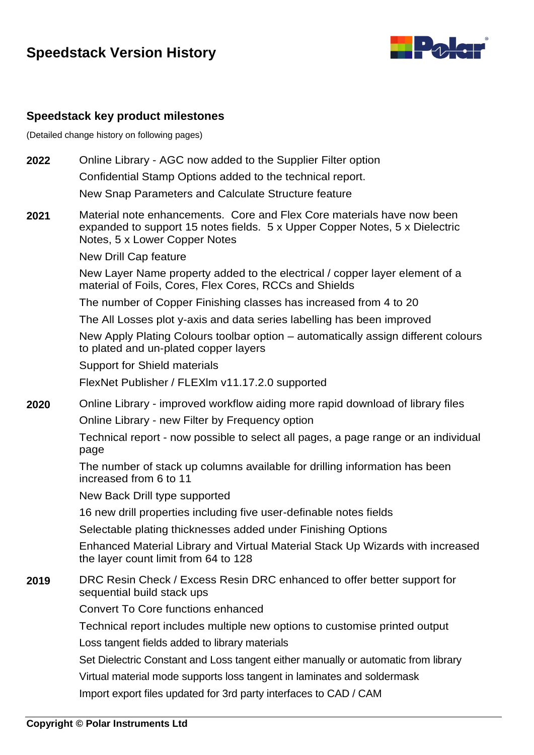# Speedstack Version History

## Speedstack key product milestones

(Detailed change history on following pages)

**2022**

Online Library - AGC now added to the Supplier Filter option

Confidential Stamp Options added to the technical report.

New Snap Parameters and Calculate Structure feature

**2021**

Material note enhancements. Core and Flex Core materials have now been expanded to support 15 notes fields. 5 x Upper Copper Notes, 5 x Dielectric Notes, 5 x Lower Copper Notes

New Drill Cap feature

New Layer Name property added to the electrical / copper layer element of a material of Foils, Cores, Flex Cores, RCCs and Shields

The number of Copper Finishing classes has increased from 4 to 20

The All Losses plot y-axis and data series labelling has been improved

New Apply Plating Colours toolbar option – automatically assign different colours to plated and un-plated copper layers

Support for Shield materials

FlexNet Publisher / FLEXlm v11.17.2.0 supported

**2020**

Online Library - improved workflow aiding more rapid download of library files

Online Library - new Filter by Frequency option

Technical report - now possible to select all pages, a page range or an individual page

The number of stack up columns available for drilling information has been increased from 6 to 11

New Back Drill type supported

16 new drill properties including five user-definable notes fields

Selectable plating thicknesses added under Finishing Options

Enhanced Material Library and Virtual Material Stack Up Wizards with increased the layer count limit from 64 to 128

**2019**

DRC Resin Check / Excess Resin DRC enhanced to offer better support for sequential build stack ups

Convert To Core functions enhanced

Technical report includes multiple new options to customise printed output

Loss tangent fields added to library materials

Set Dielectric Constant and Loss tangent either manually or automatic from library

Virtual material mode supports loss tangent in laminates and soldermask

Import export files updated for 3rd party interfaces to CAD / CAM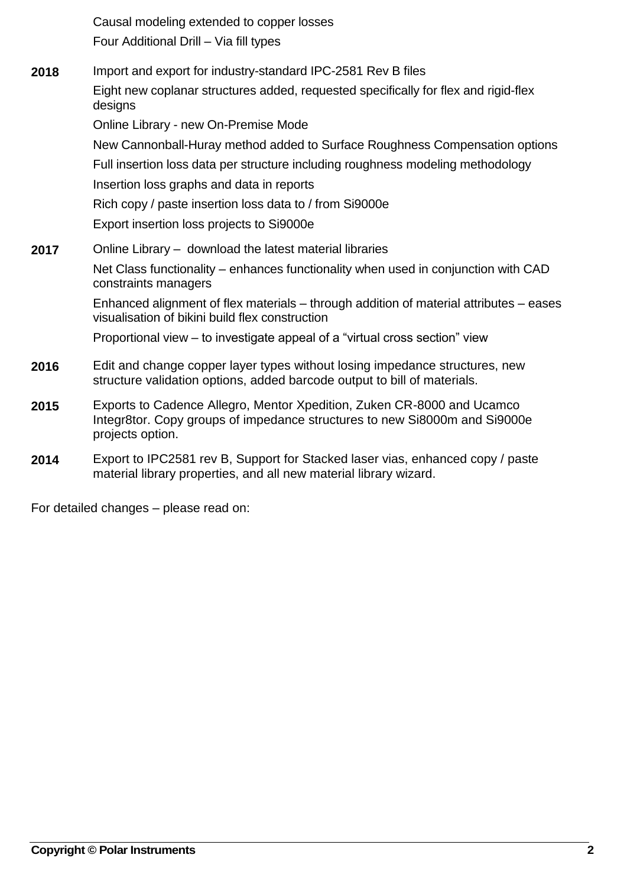Causal modeling extended to copper losses

Four Additional Drill – Via fill types

| | |
|---|---|
| **2018** | Import and export for industry-standard IPC-2581 Rev B files<br>Eight new coplanar structures added, requested specifically for flex and rigid-flex designs<br>Online Library - new On-Premise Mode<br>New Cannonball-Huray method added to Surface Roughness Compensation options<br>Full insertion loss data per structure including roughness modeling methodology<br>Insertion loss graphs and data in reports<br>Rich copy / paste insertion loss data to / from Si9000e<br>Export insertion loss projects to Si9000e |
| **2017** | Online Library – download the latest material libraries<br>Net Class functionality – enhances functionality when used in conjunction with CAD constraints managers<br>Enhanced alignment of flex materials – through addition of material attributes – eases visualisation of bikini build flex construction<br>Proportional view – to investigate appeal of a “virtual cross section” view |
| **2016** | Edit and change copper layer types without losing impedance structures, new structure validation options, added barcode output to bill of materials. |
| **2015** | Exports to Cadence Allegro, Mentor Xpedition, Zuken CR-8000 and Ucamco Integr8tor. Copy groups of impedance structures to new Si8000m and Si9000e projects option. |
| **2014** | Export to IPC2581 rev B, Support for Stacked laser vias, enhanced copy / paste material library properties, and all new material library wizard. |

For detailed changes – please read on: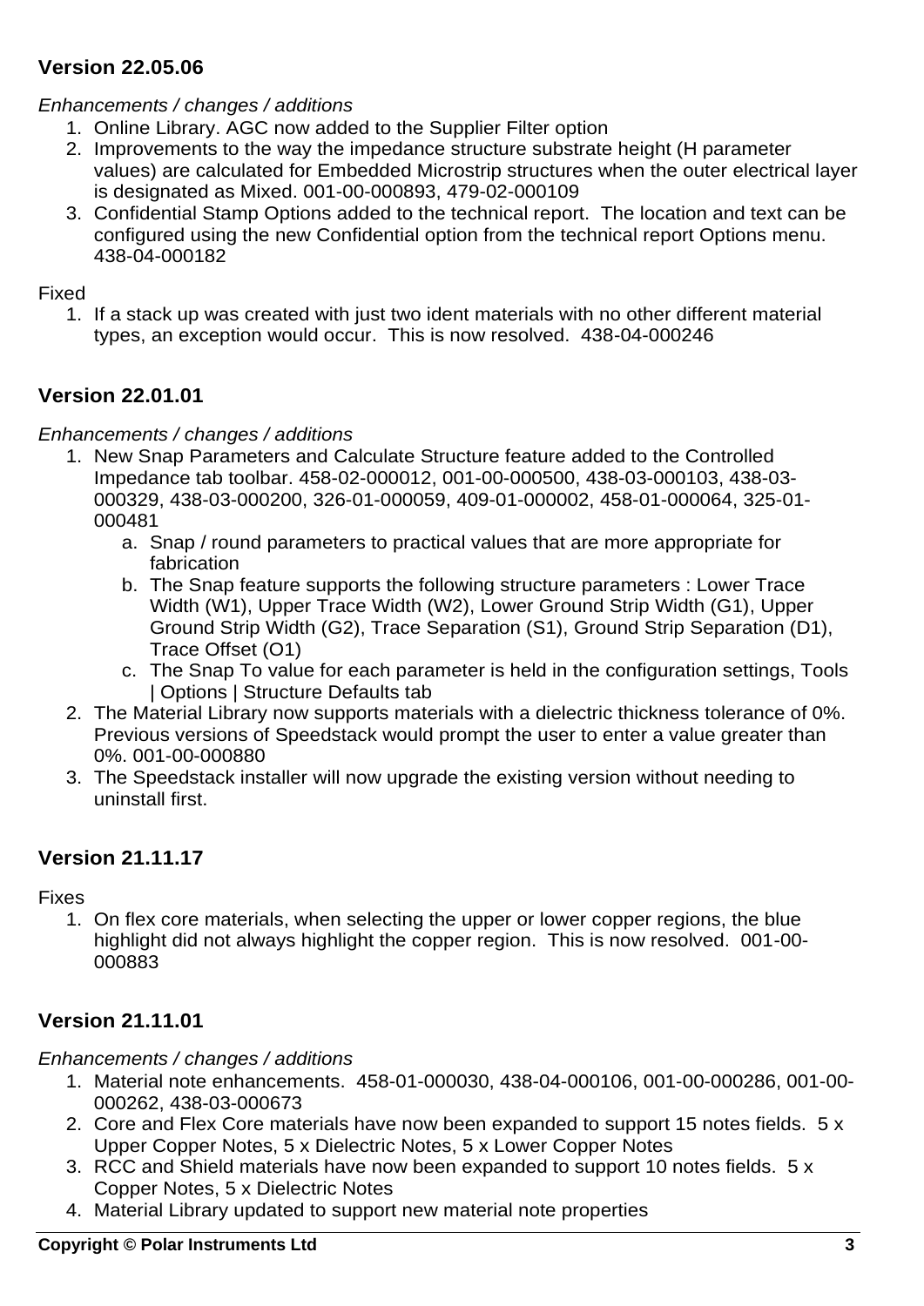## Version 22.05.06

*Enhancements / changes / additions*

1. Online Library. AGC now added to the Supplier Filter option
2. Improvements to the way the impedance structure substrate height (H parameter values) are calculated for Embedded Microstrip structures when the outer electrical layer is designated as Mixed. 001-00-000893, 479-02-000109
3. Confidential Stamp Options added to the technical report. The location and text can be configured using the new Confidential option from the technical report Options menu. 438-04-000182

Fixed

1. If a stack up was created with just two ident materials with no other different material types, an exception would occur. This is now resolved. 438-04-000246

## Version 22.01.01

*Enhancements / changes / additions*

1. New Snap Parameters and Calculate Structure feature added to the Controlled Impedance tab toolbar. 458-02-000012, 001-00-000500, 438-03-000103, 438-03-000329, 438-03-000200, 326-01-000059, 409-01-000002, 458-01-000064, 325-01-000481
   a. Snap / round parameters to practical values that are more appropriate for fabrication
   b. The Snap feature supports the following structure parameters : Lower Trace Width (W1), Upper Trace Width (W2), Lower Ground Strip Width (G1), Upper Ground Strip Width (G2), Trace Separation (S1), Ground Strip Separation (D1), Trace Offset (O1)
   c. The Snap To value for each parameter is held in the configuration settings, Tools | Options | Structure Defaults tab
2. The Material Library now supports materials with a dielectric thickness tolerance of 0%. Previous versions of Speedstack would prompt the user to enter a value greater than 0%. 001-00-000880
3. The Speedstack installer will now upgrade the existing version without needing to uninstall first.

## Version 21.11.17

Fixes

1. On flex core materials, when selecting the upper or lower copper regions, the blue highlight did not always highlight the copper region. This is now resolved. 001-00-000883

## Version 21.11.01

*Enhancements / changes / additions*

1. Material note enhancements. 458-01-000030, 438-04-000106, 001-00-000286, 001-00-000262, 438-03-000673
2. Core and Flex Core materials have now been expanded to support 15 notes fields. 5 x Upper Copper Notes, 5 x Dielectric Notes, 5 x Lower Copper Notes
3. RCC and Shield materials have now been expanded to support 10 notes fields. 5 x Copper Notes, 5 x Dielectric Notes
4. Material Library updated to support new material note properties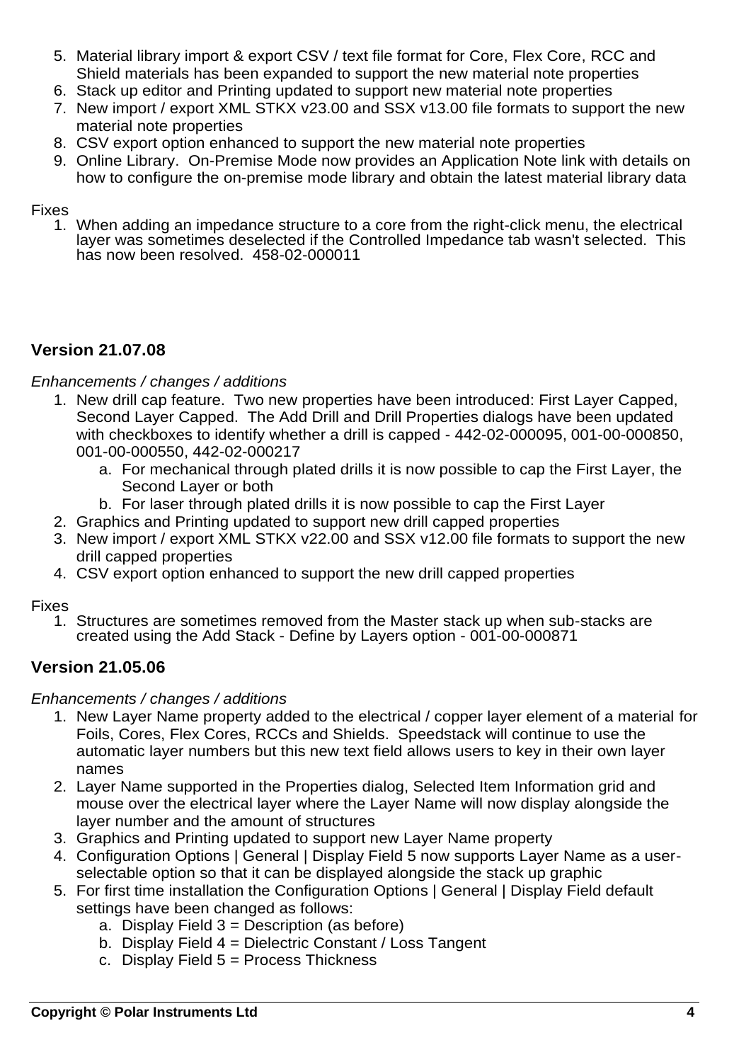5. Material library import & export CSV / text file format for Core, Flex Core, RCC and Shield materials has been expanded to support the new material note properties
6. Stack up editor and Printing updated to support new material note properties
7. New import / export XML STKX v23.00 and SSX v13.00 file formats to support the new material note properties
8. CSV export option enhanced to support the new material note properties
9. Online Library. On-Premise Mode now provides an Application Note link with details on how to configure the on-premise mode library and obtain the latest material library data

Fixes

1. When adding an impedance structure to a core from the right-click menu, the electrical layer was sometimes deselected if the Controlled Impedance tab wasn't selected. This has now been resolved. 458-02-000011

## Version 21.07.08

*Enhancements / changes / additions*

1. New drill cap feature. Two new properties have been introduced: First Layer Capped, Second Layer Capped. The Add Drill and Drill Properties dialogs have been updated with checkboxes to identify whether a drill is capped - 442-02-000095, 001-00-000850, 001-00-000550, 442-02-000217
   a. For mechanical through plated drills it is now possible to cap the First Layer, the Second Layer or both
   b. For laser through plated drills it is now possible to cap the First Layer
2. Graphics and Printing updated to support new drill capped properties
3. New import / export XML STKX v22.00 and SSX v12.00 file formats to support the new drill capped properties
4. CSV export option enhanced to support the new drill capped properties

Fixes

1. Structures are sometimes removed from the Master stack up when sub-stacks are created using the Add Stack - Define by Layers option - 001-00-000871

## Version 21.05.06

*Enhancements / changes / additions*

1. New Layer Name property added to the electrical / copper layer element of a material for Foils, Cores, Flex Cores, RCCs and Shields. Speedstack will continue to use the automatic layer numbers but this new text field allows users to key in their own layer names
2. Layer Name supported in the Properties dialog, Selected Item Information grid and mouse over the electrical layer where the Layer Name will now display alongside the layer number and the amount of structures
3. Graphics and Printing updated to support new Layer Name property
4. Configuration Options | General | Display Field 5 now supports Layer Name as a user-selectable option so that it can be displayed alongside the stack up graphic
5. For first time installation the Configuration Options | General | Display Field default settings have been changed as follows:
   a. Display Field 3 = Description (as before)
   b. Display Field 4 = Dielectric Constant / Loss Tangent
   c. Display Field 5 = Process Thickness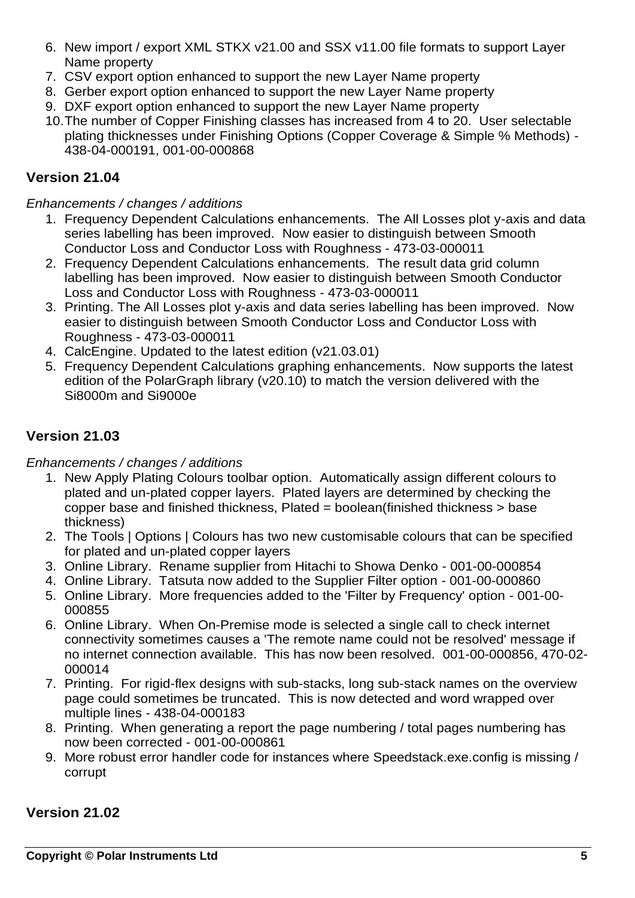6. New import / export XML STKX v21.00 and SSX v11.00 file formats to support Layer Name property
7. CSV export option enhanced to support the new Layer Name property
8. Gerber export option enhanced to support the new Layer Name property
9. DXF export option enhanced to support the new Layer Name property
10. The number of Copper Finishing classes has increased from 4 to 20. User selectable plating thicknesses under Finishing Options (Copper Coverage & Simple % Methods) - 438-04-000191, 001-00-000868

## Version 21.04

*Enhancements / changes / additions*

1. Frequency Dependent Calculations enhancements. The All Losses plot y-axis and data series labelling has been improved. Now easier to distinguish between Smooth Conductor Loss and Conductor Loss with Roughness - 473-03-000011
2. Frequency Dependent Calculations enhancements. The result data grid column labelling has been improved. Now easier to distinguish between Smooth Conductor Loss and Conductor Loss with Roughness - 473-03-000011
3. Printing. The All Losses plot y-axis and data series labelling has been improved. Now easier to distinguish between Smooth Conductor Loss and Conductor Loss with Roughness - 473-03-000011
4. CalcEngine. Updated to the latest edition (v21.03.01)
5. Frequency Dependent Calculations graphing enhancements. Now supports the latest edition of the PolarGraph library (v20.10) to match the version delivered with the Si8000m and Si9000e

## Version 21.03

*Enhancements / changes / additions*

1. New Apply Plating Colours toolbar option. Automatically assign different colours to plated and un-plated copper layers. Plated layers are determined by checking the copper base and finished thickness, Plated = boolean(finished thickness > base thickness)
2. The Tools | Options | Colours has two new customisable colours that can be specified for plated and un-plated copper layers
3. Online Library. Rename supplier from Hitachi to Showa Denko - 001-00-000854
4. Online Library. Tatsuta now added to the Supplier Filter option - 001-00-000860
5. Online Library. More frequencies added to the 'Filter by Frequency' option - 001-00-000855
6. Online Library. When On-Premise mode is selected a single call to check internet connectivity sometimes causes a 'The remote name could not be resolved' message if no internet connection available. This has now been resolved. 001-00-000856, 470-02-000014
7. Printing. For rigid-flex designs with sub-stacks, long sub-stack names on the overview page could sometimes be truncated. This is now detected and word wrapped over multiple lines - 438-04-000183
8. Printing. When generating a report the page numbering / total pages numbering has now been corrected - 001-00-000861
9. More robust error handler code for instances where Speedstack.exe.config is missing / corrupt

## Version 21.02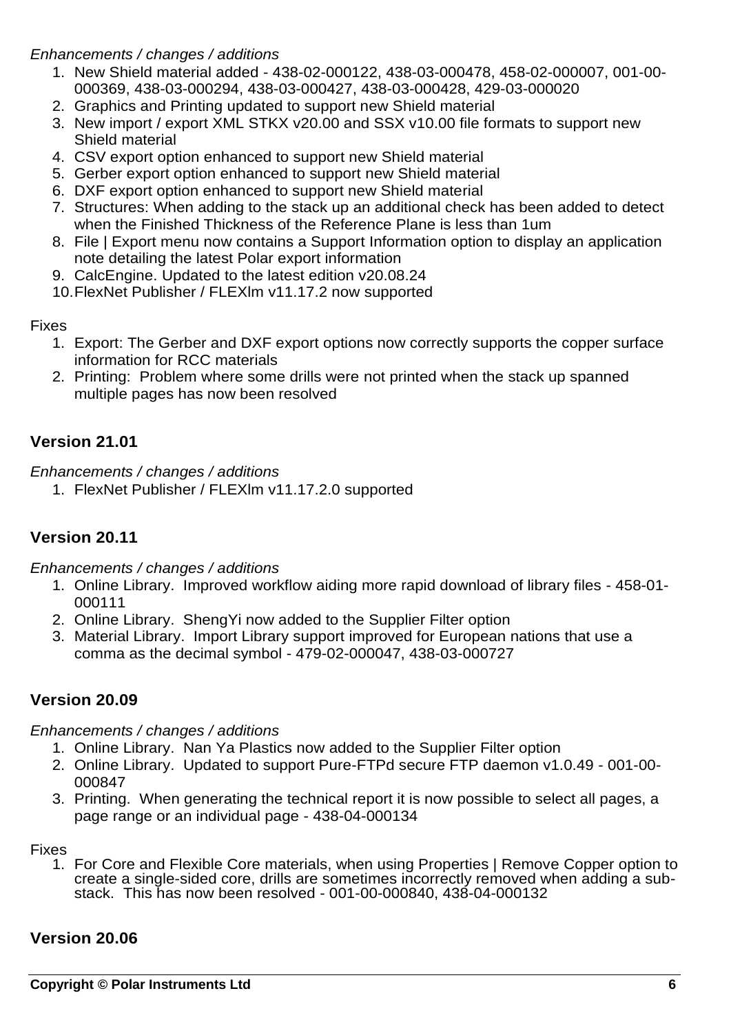*Enhancements / changes / additions*

1. New Shield material added - 438-02-000122, 438-03-000478, 458-02-000007, 001-00-000369, 438-03-000294, 438-03-000427, 438-03-000428, 429-03-000020
2. Graphics and Printing updated to support new Shield material
3. New import / export XML STKX v20.00 and SSX v10.00 file formats to support new Shield material
4. CSV export option enhanced to support new Shield material
5. Gerber export option enhanced to support new Shield material
6. DXF export option enhanced to support new Shield material
7. Structures: When adding to the stack up an additional check has been added to detect when the Finished Thickness of the Reference Plane is less than 1um
8. File | Export menu now contains a Support Information option to display an application note detailing the latest Polar export information
9. CalcEngine. Updated to the latest edition v20.08.24
10. FlexNet Publisher / FLEXlm v11.17.2 now supported

Fixes

1. Export: The Gerber and DXF export options now correctly supports the copper surface information for RCC materials
2. Printing: Problem where some drills were not printed when the stack up spanned multiple pages has now been resolved

## Version 21.01

*Enhancements / changes / additions*

1. FlexNet Publisher / FLEXlm v11.17.2.0 supported

## Version 20.11

*Enhancements / changes / additions*

1. Online Library. Improved workflow aiding more rapid download of library files - 458-01-000111
2. Online Library. ShengYi now added to the Supplier Filter option
3. Material Library. Import Library support improved for European nations that use a comma as the decimal symbol - 479-02-000047, 438-03-000727

## Version 20.09

*Enhancements / changes / additions*

1. Online Library. Nan Ya Plastics now added to the Supplier Filter option
2. Online Library. Updated to support Pure-FTPd secure FTP daemon v1.0.49 - 001-00-000847
3. Printing. When generating the technical report it is now possible to select all pages, a page range or an individual page - 438-04-000134

Fixes

1. For Core and Flexible Core materials, when using Properties | Remove Copper option to create a single-sided core, drills are sometimes incorrectly removed when adding a sub-stack. This has now been resolved - 001-00-000840, 438-04-000132

## Version 20.06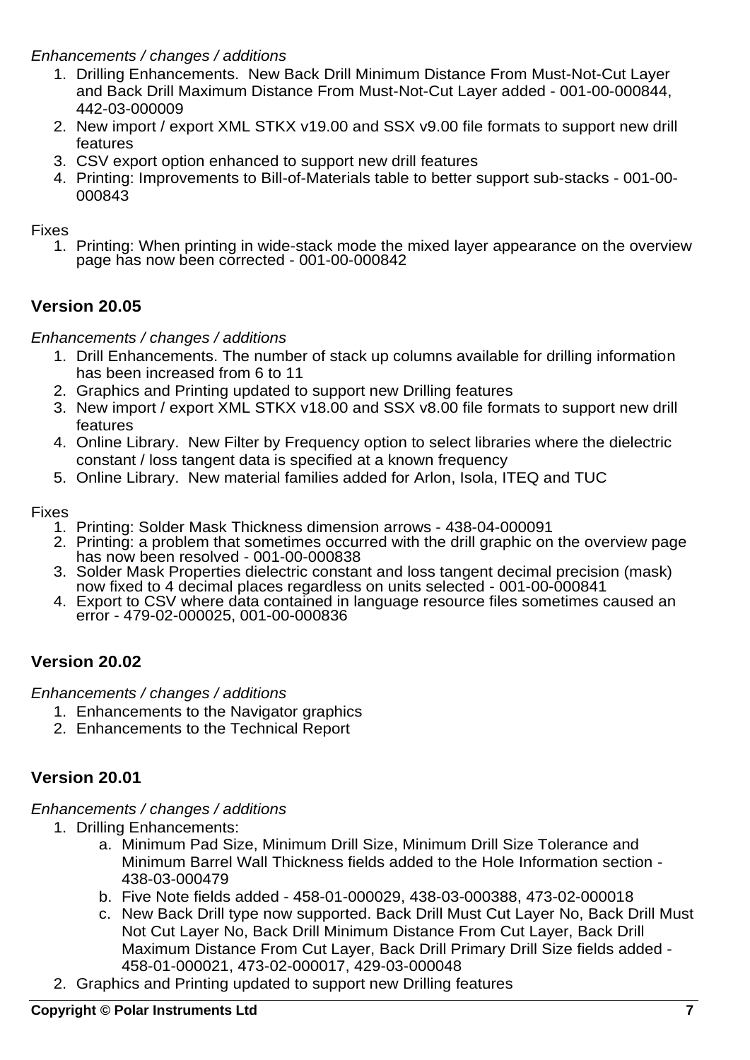*Enhancements / changes / additions*

1. Drilling Enhancements.  New Back Drill Minimum Distance From Must-Not-Cut Layer and Back Drill Maximum Distance From Must-Not-Cut Layer added - 001-00-000844, 442-03-000009
2. New import / export XML STKX v19.00 and SSX v9.00 file formats to support new drill features
3. CSV export option enhanced to support new drill features
4. Printing: Improvements to Bill-of-Materials table to better support sub-stacks - 001-00-000843

Fixes

1. Printing: When printing in wide-stack mode the mixed layer appearance on the overview page has now been corrected - 001-00-000842

## Version 20.05

*Enhancements / changes / additions*

1. Drill Enhancements. The number of stack up columns available for drilling information has been increased from 6 to 11
2. Graphics and Printing updated to support new Drilling features
3. New import / export XML STKX v18.00 and SSX v8.00 file formats to support new drill features
4. Online Library.  New Filter by Frequency option to select libraries where the dielectric constant / loss tangent data is specified at a known frequency
5. Online Library.  New material families added for Arlon, Isola, ITEQ and TUC

Fixes

1. Printing: Solder Mask Thickness dimension arrows - 438-04-000091
2. Printing: a problem that sometimes occurred with the drill graphic on the overview page has now been resolved - 001-00-000838
3. Solder Mask Properties dielectric constant and loss tangent decimal precision (mask) now fixed to 4 decimal places regardless on units selected - 001-00-000841
4. Export to CSV where data contained in language resource files sometimes caused an error - 479-02-000025, 001-00-000836

## Version 20.02

*Enhancements / changes / additions*

1. Enhancements to the Navigator graphics
2. Enhancements to the Technical Report

## Version 20.01

*Enhancements / changes / additions*

1. Drilling Enhancements:
   a. Minimum Pad Size, Minimum Drill Size, Minimum Drill Size Tolerance and Minimum Barrel Wall Thickness fields added to the Hole Information section - 438-03-000479
   b. Five Note fields added - 458-01-000029, 438-03-000388, 473-02-000018
   c. New Back Drill type now supported. Back Drill Must Cut Layer No, Back Drill Must Not Cut Layer No, Back Drill Minimum Distance From Cut Layer, Back Drill Maximum Distance From Cut Layer, Back Drill Primary Drill Size fields added - 458-01-000021, 473-02-000017, 429-03-000048
2. Graphics and Printing updated to support new Drilling features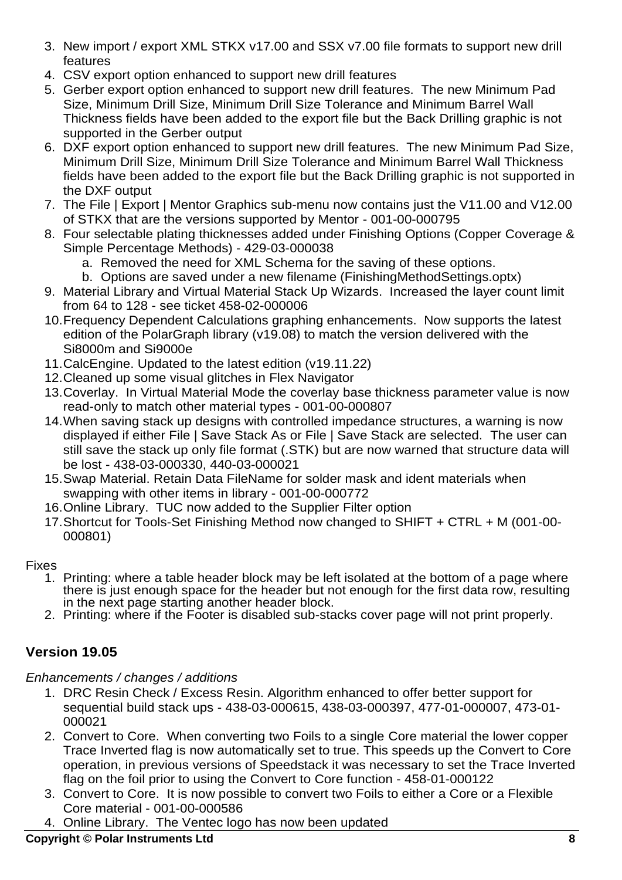3. New import / export XML STKX v17.00 and SSX v7.00 file formats to support new drill features
4. CSV export option enhanced to support new drill features
5. Gerber export option enhanced to support new drill features. The new Minimum Pad Size, Minimum Drill Size, Minimum Drill Size Tolerance and Minimum Barrel Wall Thickness fields have been added to the export file but the Back Drilling graphic is not supported in the Gerber output
6. DXF export option enhanced to support new drill features. The new Minimum Pad Size, Minimum Drill Size, Minimum Drill Size Tolerance and Minimum Barrel Wall Thickness fields have been added to the export file but the Back Drilling graphic is not supported in the DXF output
7. The File | Export | Mentor Graphics sub-menu now contains just the V11.00 and V12.00 of STKX that are the versions supported by Mentor - 001-00-000795
8. Four selectable plating thicknesses added under Finishing Options (Copper Coverage & Simple Percentage Methods) - 429-03-000038
    a. Removed the need for XML Schema for the saving of these options.
    b. Options are saved under a new filename (FinishingMethodSettings.optx)
9. Material Library and Virtual Material Stack Up Wizards. Increased the layer count limit from 64 to 128 - see ticket 458-02-000006
10. Frequency Dependent Calculations graphing enhancements. Now supports the latest edition of the PolarGraph library (v19.08) to match the version delivered with the Si8000m and Si9000e
11. CalcEngine. Updated to the latest edition (v19.11.22)
12. Cleaned up some visual glitches in Flex Navigator
13. Coverlay. In Virtual Material Mode the coverlay base thickness parameter value is now read-only to match other material types - 001-00-000807
14. When saving stack up designs with controlled impedance structures, a warning is now displayed if either File | Save Stack As or File | Save Stack are selected. The user can still save the stack up only file format (.STK) but are now warned that structure data will be lost - 438-03-000330, 440-03-000021
15. Swap Material. Retain Data FileName for solder mask and ident materials when swapping with other items in library - 001-00-000772
16. Online Library. TUC now added to the Supplier Filter option
17. Shortcut for Tools-Set Finishing Method now changed to SHIFT + CTRL + M (001-00-000801)

Fixes

1. Printing: where a table header block may be left isolated at the bottom of a page where there is just enough space for the header but not enough for the first data row, resulting in the next page starting another header block.
2. Printing: where if the Footer is disabled sub-stacks cover page will not print properly.

## Version 19.05

*Enhancements / changes / additions*

1. DRC Resin Check / Excess Resin. Algorithm enhanced to offer better support for sequential build stack ups - 438-03-000615, 438-03-000397, 477-01-000007, 473-01-000021
2. Convert to Core. When converting two Foils to a single Core material the lower copper Trace Inverted flag is now automatically set to true. This speeds up the Convert to Core operation, in previous versions of Speedstack it was necessary to set the Trace Inverted flag on the foil prior to using the Convert to Core function - 458-01-000122
3. Convert to Core. It is now possible to convert two Foils to either a Core or a Flexible Core material - 001-00-000586
4. Online Library. The Ventec logo has now been updated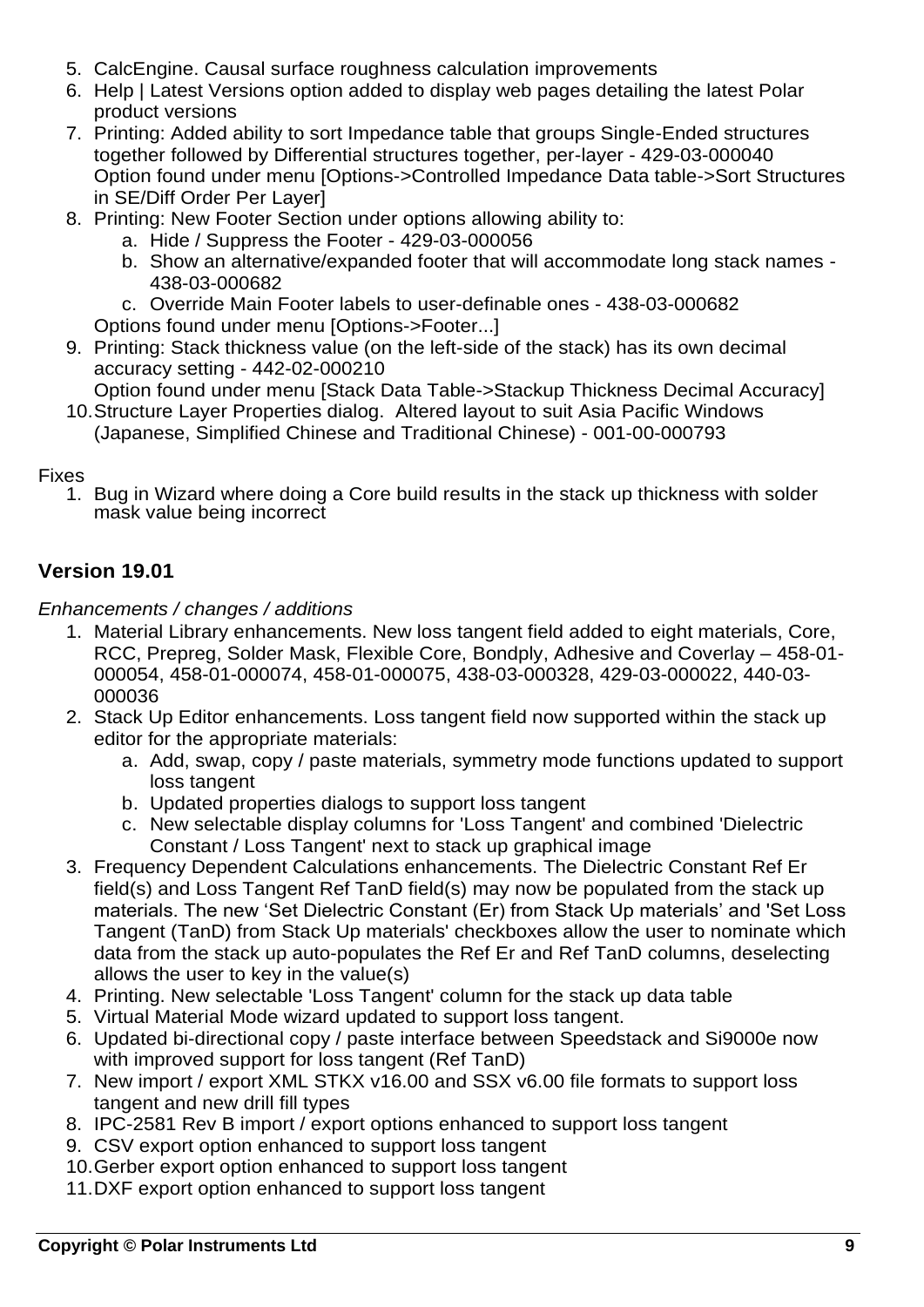5. CalcEngine. Causal surface roughness calculation improvements
6. Help | Latest Versions option added to display web pages detailing the latest Polar product versions
7. Printing: Added ability to sort Impedance table that groups Single-Ended structures together followed by Differential structures together, per-layer - 429-03-000040
   Option found under menu [Options->Controlled Impedance Data table->Sort Structures in SE/Diff Order Per Layer]
8. Printing: New Footer Section under options allowing ability to:
   a. Hide / Suppress the Footer - 429-03-000056
   b. Show an alternative/expanded footer that will accommodate long stack names - 438-03-000682
   c. Override Main Footer labels to user-definable ones - 438-03-000682

   Options found under menu [Options->Footer...]
9. Printing: Stack thickness value (on the left-side of the stack) has its own decimal accuracy setting - 442-02-000210
   Option found under menu [Stack Data Table->Stackup Thickness Decimal Accuracy]
10. Structure Layer Properties dialog. Altered layout to suit Asia Pacific Windows (Japanese, Simplified Chinese and Traditional Chinese) - 001-00-000793

Fixes

1. Bug in Wizard where doing a Core build results in the stack up thickness with solder mask value being incorrect

## Version 19.01

*Enhancements / changes / additions*

1. Material Library enhancements. New loss tangent field added to eight materials, Core, RCC, Prepreg, Solder Mask, Flexible Core, Bondply, Adhesive and Coverlay – 458-01-000054, 458-01-000074, 458-01-000075, 438-03-000328, 429-03-000022, 440-03-000036
2. Stack Up Editor enhancements. Loss tangent field now supported within the stack up editor for the appropriate materials:
   a. Add, swap, copy / paste materials, symmetry mode functions updated to support loss tangent
   b. Updated properties dialogs to support loss tangent
   c. New selectable display columns for 'Loss Tangent' and combined 'Dielectric Constant / Loss Tangent' next to stack up graphical image
3. Frequency Dependent Calculations enhancements. The Dielectric Constant Ref Er field(s) and Loss Tangent Ref TanD field(s) may now be populated from the stack up materials. The new 'Set Dielectric Constant (Er) from Stack Up materials' and 'Set Loss Tangent (TanD) from Stack Up materials' checkboxes allow the user to nominate which data from the stack up auto-populates the Ref Er and Ref TanD columns, deselecting allows the user to key in the value(s)
4. Printing. New selectable 'Loss Tangent' column for the stack up data table
5. Virtual Material Mode wizard updated to support loss tangent.
6. Updated bi-directional copy / paste interface between Speedstack and Si9000e now with improved support for loss tangent (Ref TanD)
7. New import / export XML STKX v16.00 and SSX v6.00 file formats to support loss tangent and new drill fill types
8. IPC-2581 Rev B import / export options enhanced to support loss tangent
9. CSV export option enhanced to support loss tangent
10. Gerber export option enhanced to support loss tangent
11. DXF export option enhanced to support loss tangent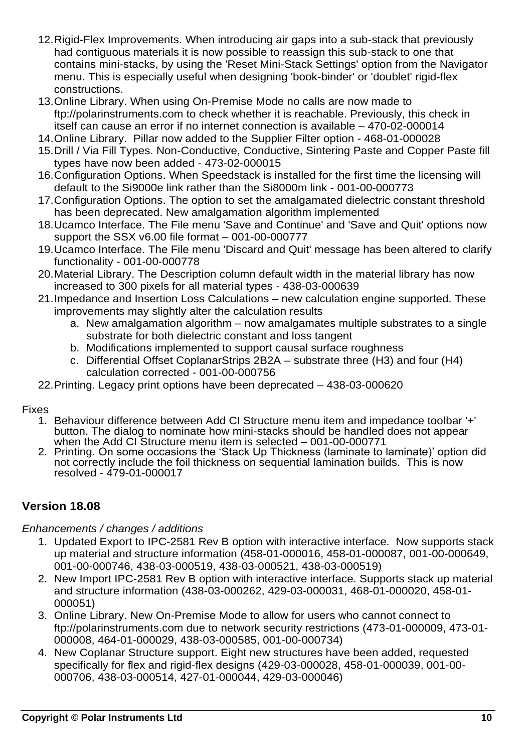12. Rigid-Flex Improvements. When introducing air gaps into a sub-stack that previously had contiguous materials it is now possible to reassign this sub-stack to one that contains mini-stacks, by using the 'Reset Mini-Stack Settings' option from the Navigator menu. This is especially useful when designing 'book-binder' or 'doublet' rigid-flex constructions.
13. Online Library. When using On-Premise Mode no calls are now made to ftp://polarinstruments.com to check whether it is reachable. Previously, this check in itself can cause an error if no internet connection is available – 470-02-000014
14. Online Library. Pillar now added to the Supplier Filter option - 468-01-000028
15. Drill / Via Fill Types. Non-Conductive, Conductive, Sintering Paste and Copper Paste fill types have now been added - 473-02-000015
16. Configuration Options. When Speedstack is installed for the first time the licensing will default to the Si9000e link rather than the Si8000m link - 001-00-000773
17. Configuration Options. The option to set the amalgamated dielectric constant threshold has been deprecated. New amalgamation algorithm implemented
18. Ucamco Interface. The File menu 'Save and Continue' and 'Save and Quit' options now support the SSX v6.00 file format – 001-00-000777
19. Ucamco Interface. The File menu 'Discard and Quit' message has been altered to clarify functionality - 001-00-000778
20. Material Library. The Description column default width in the material library has now increased to 300 pixels for all material types - 438-03-000639
21. Impedance and Insertion Loss Calculations – new calculation engine supported. These improvements may slightly alter the calculation results
    a. New amalgamation algorithm – now amalgamates multiple substrates to a single substrate for both dielectric constant and loss tangent
    b. Modifications implemented to support causal surface roughness
    c. Differential Offset CoplanarStrips 2B2A – substrate three (H3) and four (H4) calculation corrected - 001-00-000756
22. Printing. Legacy print options have been deprecated – 438-03-000620

Fixes

1. Behaviour difference between Add CI Structure menu item and impedance toolbar '+' button. The dialog to nominate how mini-stacks should be handled does not appear when the Add CI Structure menu item is selected – 001-00-000771
2. Printing. On some occasions the 'Stack Up Thickness (laminate to laminate)' option did not correctly include the foil thickness on sequential lamination builds. This is now resolved - 479-01-000017

## Version 18.08

*Enhancements / changes / additions*

1. Updated Export to IPC-2581 Rev B option with interactive interface. Now supports stack up material and structure information (458-01-000016, 458-01-000087, 001-00-000649, 001-00-000746, 438-03-000519, 438-03-000521, 438-03-000519)
2. New Import IPC-2581 Rev B option with interactive interface. Supports stack up material and structure information (438-03-000262, 429-03-000031, 468-01-000020, 458-01-000051)
3. Online Library. New On-Premise Mode to allow for users who cannot connect to ftp://polarinstruments.com due to network security restrictions (473-01-000009, 473-01-000008, 464-01-000029, 438-03-000585, 001-00-000734)
4. New Coplanar Structure support. Eight new structures have been added, requested specifically for flex and rigid-flex designs (429-03-000028, 458-01-000039, 001-00-000706, 438-03-000514, 427-01-000044, 429-03-000046)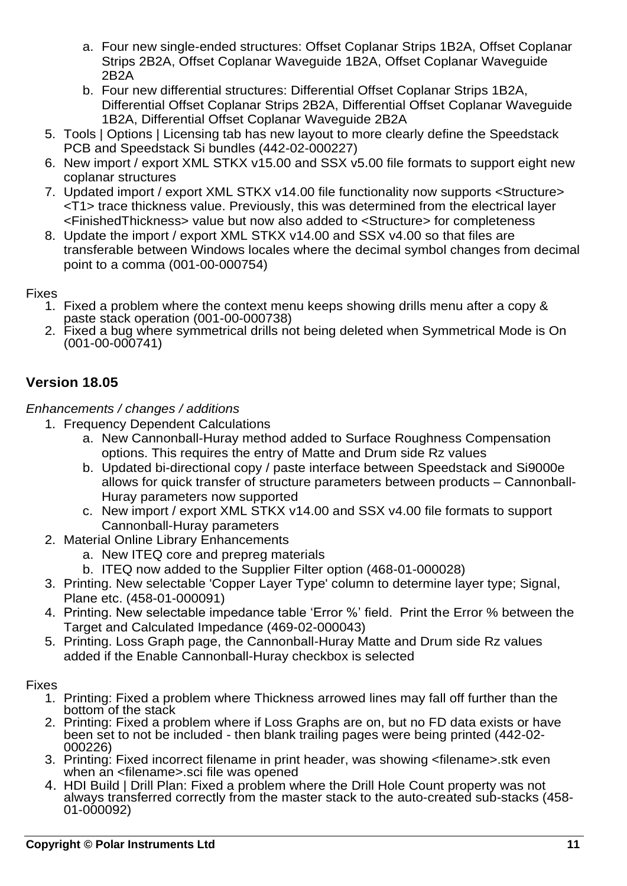a. Four new single-ended structures: Offset Coplanar Strips 1B2A, Offset Coplanar Strips 2B2A, Offset Coplanar Waveguide 1B2A, Offset Coplanar Waveguide 2B2A
   b. Four new differential structures: Differential Offset Coplanar Strips 1B2A, Differential Offset Coplanar Strips 2B2A, Differential Offset Coplanar Waveguide 1B2A, Differential Offset Coplanar Waveguide 2B2A
5. Tools | Options | Licensing tab has new layout to more clearly define the Speedstack PCB and Speedstack Si bundles (442-02-000227)
6. New import / export XML STKX v15.00 and SSX v5.00 file formats to support eight new coplanar structures
7. Updated import / export XML STKX v14.00 file functionality now supports <Structure> <T1> trace thickness value. Previously, this was determined from the electrical layer <FinishedThickness> value but now also added to <Structure> for completeness
8. Update the import / export XML STKX v14.00 and SSX v4.00 so that files are transferable between Windows locales where the decimal symbol changes from decimal point to a comma (001-00-000754)

Fixes

1. Fixed a problem where the context menu keeps showing drills menu after a copy & paste stack operation (001-00-000738)
2. Fixed a bug where symmetrical drills not being deleted when Symmetrical Mode is On (001-00-000741)

## Version 18.05

*Enhancements / changes / additions*

1. Frequency Dependent Calculations
   a. New Cannonball-Huray method added to Surface Roughness Compensation options. This requires the entry of Matte and Drum side Rz values
   b. Updated bi-directional copy / paste interface between Speedstack and Si9000e allows for quick transfer of structure parameters between products – Cannonball-Huray parameters now supported
   c. New import / export XML STKX v14.00 and SSX v4.00 file formats to support Cannonball-Huray parameters
2. Material Online Library Enhancements
   a. New ITEQ core and prepreg materials
   b. ITEQ now added to the Supplier Filter option (468-01-000028)
3. Printing. New selectable 'Copper Layer Type' column to determine layer type; Signal, Plane etc. (458-01-000091)
4. Printing. New selectable impedance table 'Error %' field. Print the Error % between the Target and Calculated Impedance (469-02-000043)
5. Printing. Loss Graph page, the Cannonball-Huray Matte and Drum side Rz values added if the Enable Cannonball-Huray checkbox is selected

Fixes

1. Printing: Fixed a problem where Thickness arrowed lines may fall off further than the bottom of the stack
2. Printing: Fixed a problem where if Loss Graphs are on, but no FD data exists or have been set to not be included - then blank trailing pages were being printed (442-02-000226)
3. Printing: Fixed incorrect filename in print header, was showing <filename>.stk even when an <filename>.sci file was opened
4. HDI Build | Drill Plan: Fixed a problem where the Drill Hole Count property was not always transferred correctly from the master stack to the auto-created sub-stacks (458-01-000092)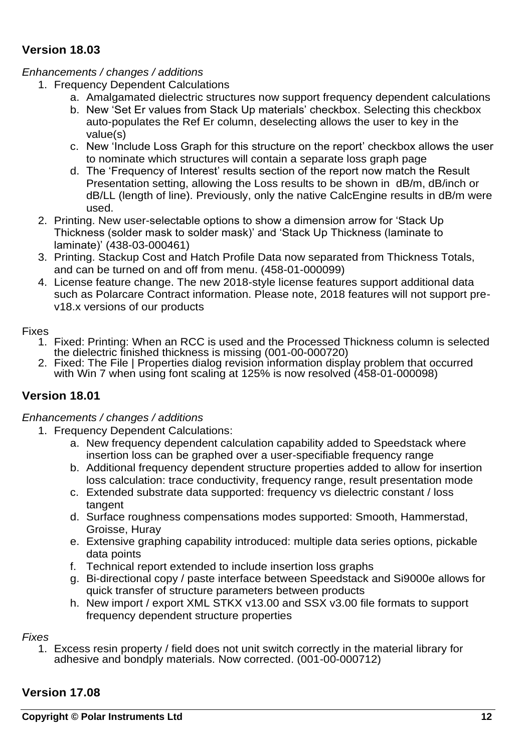## Version 18.03

*Enhancements / changes / additions*

1. Frequency Dependent Calculations
   a. Amalgamated dielectric structures now support frequency dependent calculations
   b. New 'Set Er values from Stack Up materials' checkbox. Selecting this checkbox auto-populates the Ref Er column, deselecting allows the user to key in the value(s)
   c. New 'Include Loss Graph for this structure on the report' checkbox allows the user to nominate which structures will contain a separate loss graph page
   d. The 'Frequency of Interest' results section of the report now match the Result Presentation setting, allowing the Loss results to be shown in dB/m, dB/inch or dB/LL (length of line). Previously, only the native CalcEngine results in dB/m were used.
2. Printing. New user-selectable options to show a dimension arrow for 'Stack Up Thickness (solder mask to solder mask)' and 'Stack Up Thickness (laminate to laminate)' (438-03-000461)
3. Printing. Stackup Cost and Hatch Profile Data now separated from Thickness Totals, and can be turned on and off from menu. (458-01-000099)
4. License feature change. The new 2018-style license features support additional data such as Polarcare Contract information. Please note, 2018 features will not support pre-v18.x versions of our products

Fixes

1. Fixed: Printing: When an RCC is used and the Processed Thickness column is selected the dielectric finished thickness is missing (001-00-000720)
2. Fixed: The File | Properties dialog revision information display problem that occurred with Win 7 when using font scaling at 125% is now resolved (458-01-000098)

## Version 18.01

*Enhancements / changes / additions*

1. Frequency Dependent Calculations:
   a. New frequency dependent calculation capability added to Speedstack where insertion loss can be graphed over a user-specifiable frequency range
   b. Additional frequency dependent structure properties added to allow for insertion loss calculation: trace conductivity, frequency range, result presentation mode
   c. Extended substrate data supported: frequency vs dielectric constant / loss tangent
   d. Surface roughness compensations modes supported: Smooth, Hammerstad, Groisse, Huray
   e. Extensive graphing capability introduced: multiple data series options, pickable data points
   f. Technical report extended to include insertion loss graphs
   g. Bi-directional copy / paste interface between Speedstack and Si9000e allows for quick transfer of structure parameters between products
   h. New import / export XML STKX v13.00 and SSX v3.00 file formats to support frequency dependent structure properties

*Fixes*

1. Excess resin property / field does not unit switch correctly in the material library for adhesive and bondply materials. Now corrected. (001-00-000712)

## Version 17.08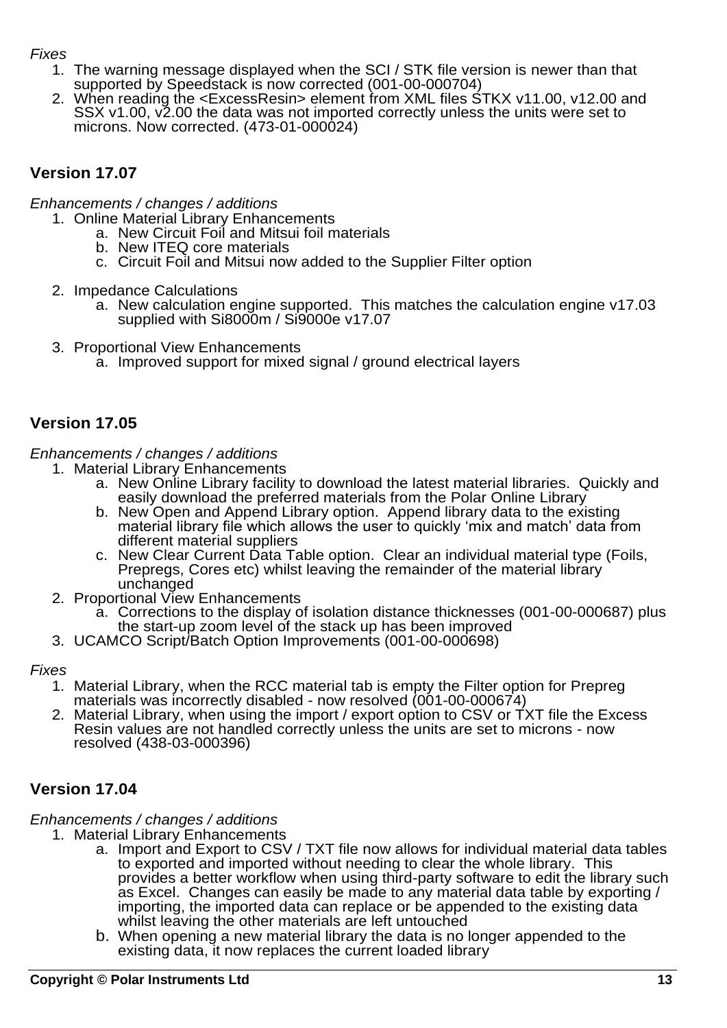*Fixes*

1. The warning message displayed when the SCI / STK file version is newer than that supported by Speedstack is now corrected (001-00-000704)
2. When reading the <ExcessResin> element from XML files STKX v11.00, v12.00 and SSX v1.00, v2.00 the data was not imported correctly unless the units were set to microns. Now corrected. (473-01-000024)

## Version 17.07

*Enhancements / changes / additions*

1. Online Material Library Enhancements
    a. New Circuit Foil and Mitsui foil materials
    b. New ITEQ core materials
    c. Circuit Foil and Mitsui now added to the Supplier Filter option

2. Impedance Calculations
    a. New calculation engine supported. This matches the calculation engine v17.03 supplied with Si8000m / Si9000e v17.07

3. Proportional View Enhancements
    a. Improved support for mixed signal / ground electrical layers

## Version 17.05

*Enhancements / changes / additions*

1. Material Library Enhancements
    a. New Online Library facility to download the latest material libraries. Quickly and easily download the preferred materials from the Polar Online Library
    b. New Open and Append Library option. Append library data to the existing material library file which allows the user to quickly 'mix and match' data from different material suppliers
    c. New Clear Current Data Table option. Clear an individual material type (Foils, Prepregs, Cores etc) whilst leaving the remainder of the material library unchanged
2. Proportional View Enhancements
    a. Corrections to the display of isolation distance thicknesses (001-00-000687) plus the start-up zoom level of the stack up has been improved
3. UCAMCO Script/Batch Option Improvements (001-00-000698)

*Fixes*

1. Material Library, when the RCC material tab is empty the Filter option for Prepreg materials was incorrectly disabled - now resolved (001-00-000674)
2. Material Library, when using the import / export option to CSV or TXT file the Excess Resin values are not handled correctly unless the units are set to microns - now resolved (438-03-000396)

## Version 17.04

*Enhancements / changes / additions*

1. Material Library Enhancements
    a. Import and Export to CSV / TXT file now allows for individual material data tables to exported and imported without needing to clear the whole library. This provides a better workflow when using third-party software to edit the library such as Excel. Changes can easily be made to any material data table by exporting / importing, the imported data can replace or be appended to the existing data whilst leaving the other materials are left untouched
    b. When opening a new material library the data is no longer appended to the existing data, it now replaces the current loaded library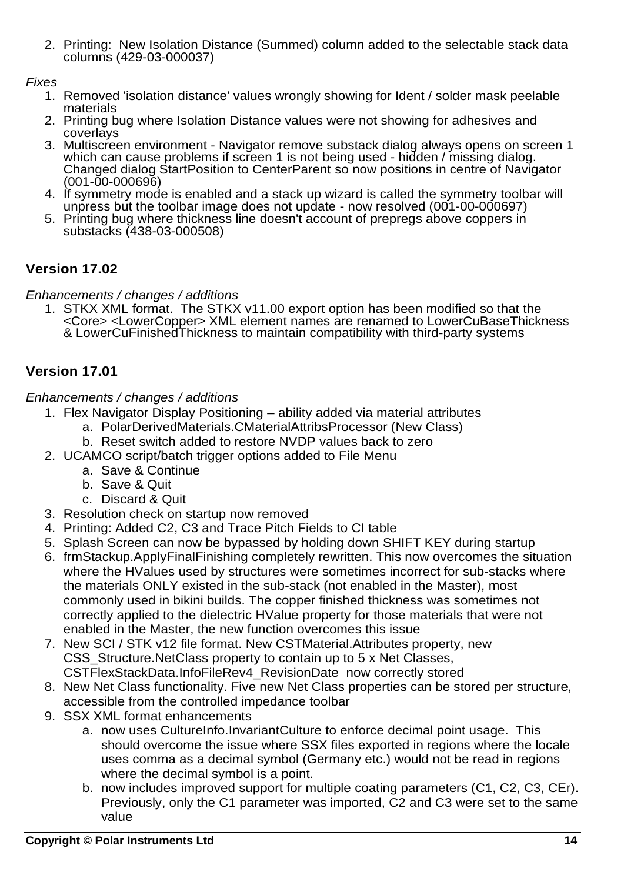2. Printing: New Isolation Distance (Summed) column added to the selectable stack data columns (429-03-000037)

*Fixes*

1. Removed 'isolation distance' values wrongly showing for Ident / solder mask peelable materials
2. Printing bug where Isolation Distance values were not showing for adhesives and coverlays
3. Multiscreen environment - Navigator remove substack dialog always opens on screen 1 which can cause problems if screen 1 is not being used - hidden / missing dialog. Changed dialog StartPosition to CenterParent so now positions in centre of Navigator (001-00-000696)
4. If symmetry mode is enabled and a stack up wizard is called the symmetry toolbar will unpress but the toolbar image does not update - now resolved (001-00-000697)
5. Printing bug where thickness line doesn't account of prepregs above coppers in substacks (438-03-000508)

## Version 17.02

*Enhancements / changes / additions*

1. STKX XML format. The STKX v11.00 export option has been modified so that the <Core> <LowerCopper> XML element names are renamed to LowerCuBaseThickness & LowerCuFinishedThickness to maintain compatibility with third-party systems

## Version 17.01

*Enhancements / changes / additions*

1. Flex Navigator Display Positioning – ability added via material attributes
   a. PolarDerivedMaterials.CMaterialAttribsProcessor (New Class)
   b. Reset switch added to restore NVDP values back to zero
2. UCAMCO script/batch trigger options added to File Menu
   a. Save & Continue
   b. Save & Quit
   c. Discard & Quit
3. Resolution check on startup now removed
4. Printing: Added C2, C3 and Trace Pitch Fields to CI table
5. Splash Screen can now be bypassed by holding down SHIFT KEY during startup
6. frmStackup.ApplyFinalFinishing completely rewritten. This now overcomes the situation where the HValues used by structures were sometimes incorrect for sub-stacks where the materials ONLY existed in the sub-stack (not enabled in the Master), most commonly used in bikini builds. The copper finished thickness was sometimes not correctly applied to the dielectric HValue property for those materials that were not enabled in the Master, the new function overcomes this issue
7. New SCI / STK v12 file format. New CSTMaterial.Attributes property, new CSS_Structure.NetClass property to contain up to 5 x Net Classes, CSTFlexStackData.InfoFileRev4_RevisionDate now correctly stored
8. New Net Class functionality. Five new Net Class properties can be stored per structure, accessible from the controlled impedance toolbar
9. SSX XML format enhancements
   a. now uses CultureInfo.InvariantCulture to enforce decimal point usage. This should overcome the issue where SSX files exported in regions where the locale uses comma as a decimal symbol (Germany etc.) would not be read in regions where the decimal symbol is a point.
   b. now includes improved support for multiple coating parameters (C1, C2, C3, CEr). Previously, only the C1 parameter was imported, C2 and C3 were set to the same value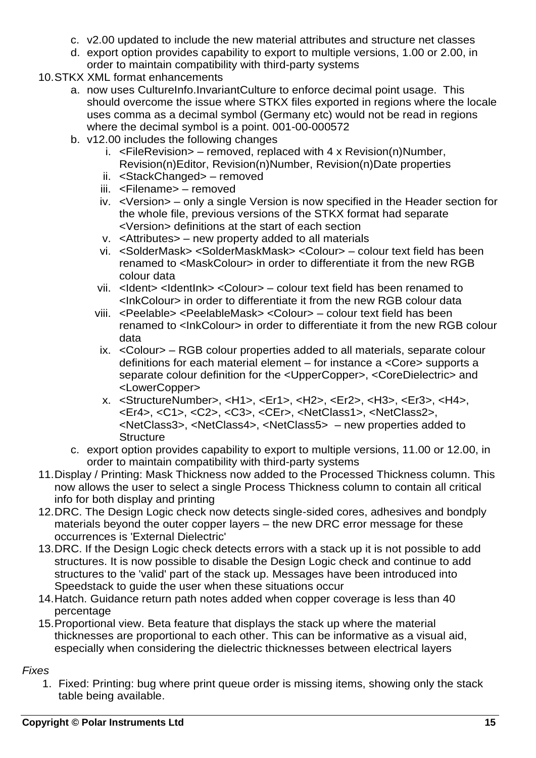c. v2.00 updated to include the new material attributes and structure net classes
   d. export option provides capability to export to multiple versions, 1.00 or 2.00, in order to maintain compatibility with third-party systems

10. STKX XML format enhancements
    a. now uses CultureInfo.InvariantCulture to enforce decimal point usage. This should overcome the issue where STKX files exported in regions where the locale uses comma as a decimal symbol (Germany etc) would not be read in regions where the decimal symbol is a point. 001-00-000572
    b. v12.00 includes the following changes
       i. <FileRevision> – removed, replaced with 4 x Revision(n)Number, Revision(n)Editor, Revision(n)Number, Revision(n)Date properties
       ii. <StackChanged> – removed
       iii. <Filename> – removed
       iv. <Version> – only a single Version is now specified in the Header section for the whole file, previous versions of the STKX format had separate <Version> definitions at the start of each section
       v. <Attributes> – new property added to all materials
       vi. <SolderMask> <SolderMaskMask> <Colour> – colour text field has been renamed to <MaskColour> in order to differentiate it from the new RGB colour data
       vii. <Ident> <IdentInk> <Colour> – colour text field has been renamed to <InkColour> in order to differentiate it from the new RGB colour data
       viii. <Peelable> <PeelableMask> <Colour> – colour text field has been renamed to <InkColour> in order to differentiate it from the new RGB colour data
       ix. <Colour> – RGB colour properties added to all materials, separate colour definitions for each material element – for instance a <Core> supports a separate colour definition for the <UpperCopper>, <CoreDielectric> and <LowerCopper>
       x. <StructureNumber>, <H1>, <Er1>, <H2>, <Er2>, <H3>, <Er3>, <H4>, <Er4>, <C1>, <C2>, <C3>, <CEr>, <NetClass1>, <NetClass2>, <NetClass3>, <NetClass4>, <NetClass5> – new properties added to Structure
    c. export option provides capability to export to multiple versions, 11.00 or 12.00, in order to maintain compatibility with third-party systems

11. Display / Printing: Mask Thickness now added to the Processed Thickness column. This now allows the user to select a single Process Thickness column to contain all critical info for both display and printing
12. DRC. The Design Logic check now detects single-sided cores, adhesives and bondply materials beyond the outer copper layers – the new DRC error message for these occurrences is 'External Dielectric'
13. DRC. If the Design Logic check detects errors with a stack up it is not possible to add structures. It is now possible to disable the Design Logic check and continue to add structures to the 'valid' part of the stack up. Messages have been introduced into Speedstack to guide the user when these situations occur
14. Hatch. Guidance return path notes added when copper coverage is less than 40 percentage
15. Proportional view. Beta feature that displays the stack up where the material thicknesses are proportional to each other. This can be informative as a visual aid, especially when considering the dielectric thicknesses between electrical layers

*Fixes*

1. Fixed: Printing: bug where print queue order is missing items, showing only the stack table being available.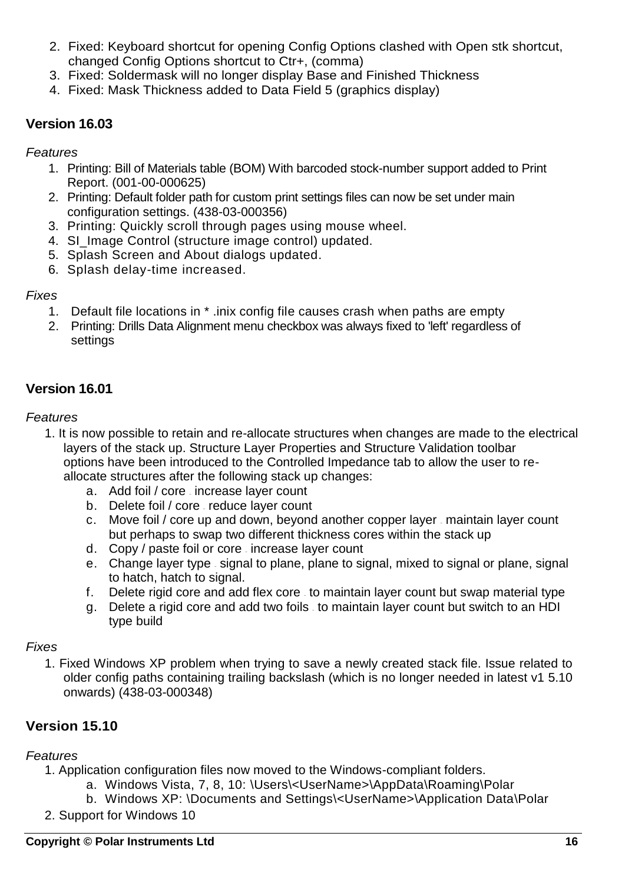2. Fixed: Keyboard shortcut for opening Config Options clashed with Open stk shortcut, changed Config Options shortcut to Ctr+, (comma)
3. Fixed: Soldermask will no longer display Base and Finished Thickness
4. Fixed: Mask Thickness added to Data Field 5 (graphics display)

## Version 16.03

*Features*

1. Printing: Bill of Materials table (BOM) With barcoded stock-number support added to Print Report. (001-00-000625)
2. Printing: Default folder path for custom print settings files can now be set under main configuration settings. (438-03-000356)
3. Printing: Quickly scroll through pages using mouse wheel.
4. SI_Image Control (structure image control) updated.
5. Splash Screen and About dialogs updated.
6. Splash delay-time increased.

*Fixes*

1. Default file locations in * .inix config file causes crash when paths are empty
2. Printing: Drills Data Alignment menu checkbox was always fixed to 'left' regardless of settings

## Version 16.01

*Features*

1. It is now possible to retain and re-allocate structures when changes are made to the electrical layers of the stack up. Structure Layer Properties and Structure Validation toolbar options have been introduced to the Controlled Impedance tab to allow the user to re-allocate structures after the following stack up changes:
    a. Add foil / core - increase layer count
    b. Delete foil / core - reduce layer count
    c. Move foil / core up and down, beyond another copper layer - maintain layer count but perhaps to swap two different thickness cores within the stack up
    d. Copy / paste foil or core - increase layer count
    e. Change layer type - signal to plane, plane to signal, mixed to signal or plane, signal to hatch, hatch to signal.
    f. Delete rigid core and add flex core - to maintain layer count but swap material type
    g. Delete a rigid core and add two foils - to maintain layer count but switch to an HDI type build

*Fixes*

1. Fixed Windows XP problem when trying to save a newly created stack file. Issue related to older config paths containing trailing backslash (which is no longer needed in latest v1 5.10 onwards) (438-03-000348)

## Version 15.10

*Features*

1. Application configuration files now moved to the Windows-compliant folders.
    a. Windows Vista, 7, 8, 10: \Users\<UserName>\AppData\Roaming\Polar
    b. Windows XP: \Documents and Settings\<UserName>\Application Data\Polar
2. Support for Windows 10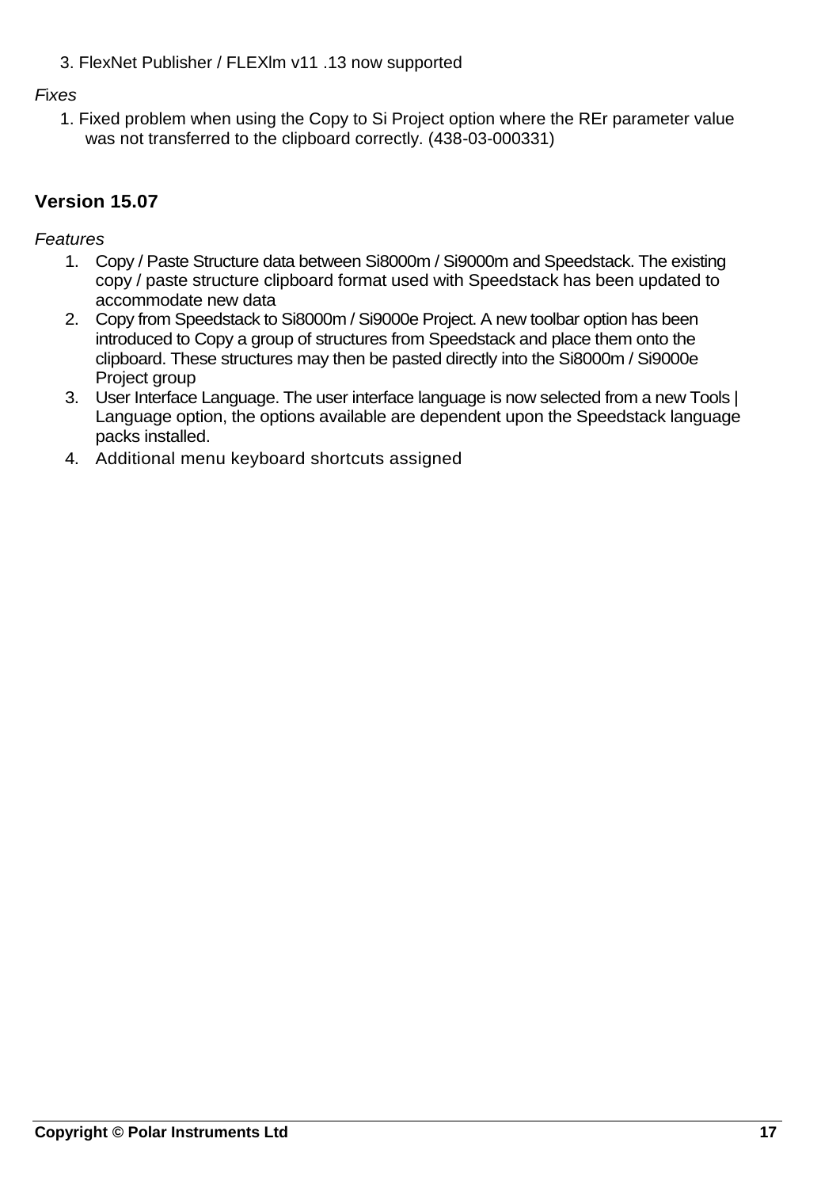3. FlexNet Publisher / FLEXlm v11 .13 now supported

*Fixes*

1. Fixed problem when using the Copy to Si Project option where the REr parameter value was not transferred to the clipboard correctly. (438-03-000331)

## Version 15.07

*Features*

1. Copy / Paste Structure data between Si8000m / Si9000m and Speedstack. The existing copy / paste structure clipboard format used with Speedstack has been updated to accommodate new data
2. Copy from Speedstack to Si8000m / Si9000e Project. A new toolbar option has been introduced to Copy a group of structures from Speedstack and place them onto the clipboard. These structures may then be pasted directly into the Si8000m / Si9000e Project group
3. User Interface Language. The user interface language is now selected from a new Tools | Language option, the options available are dependent upon the Speedstack language packs installed.
4. Additional menu keyboard shortcuts assigned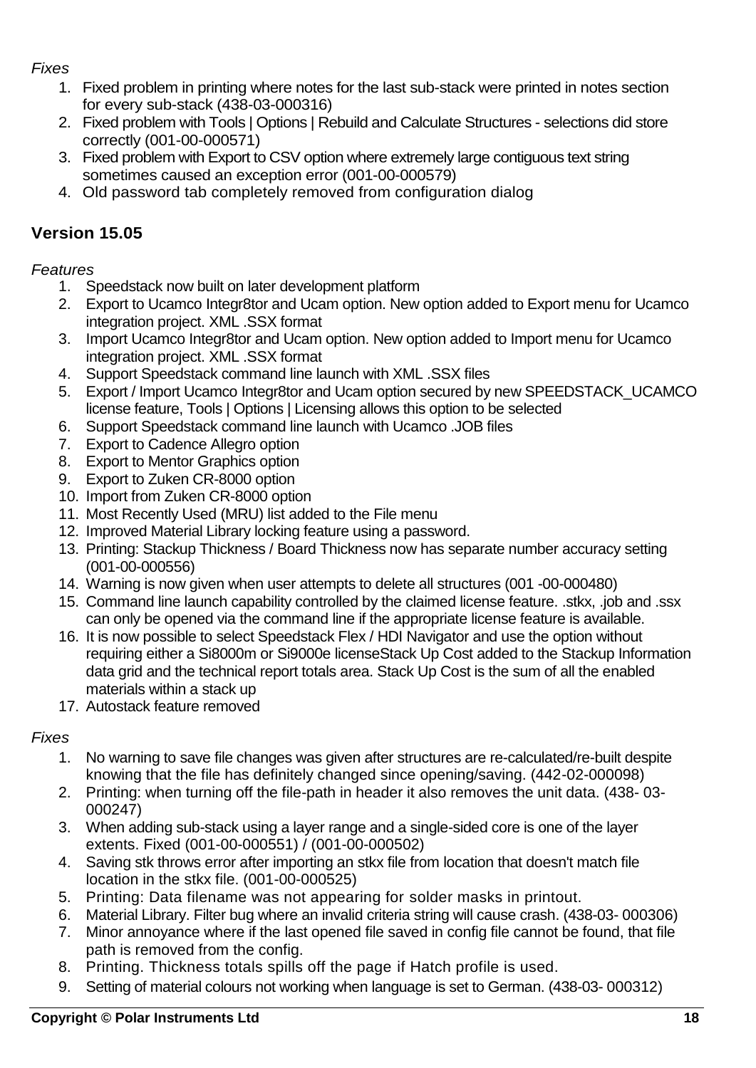*Fixes*

1. Fixed problem in printing where notes for the last sub-stack were printed in notes section for every sub-stack (438-03-000316)
2. Fixed problem with Tools | Options | Rebuild and Calculate Structures - selections did store correctly (001-00-000571)
3. Fixed problem with Export to CSV option where extremely large contiguous text string sometimes caused an exception error (001-00-000579)
4. Old password tab completely removed from configuration dialog

## Version 15.05

*Features*

1. Speedstack now built on later development platform
2. Export to Ucamco Integr8tor and Ucam option. New option added to Export menu for Ucamco integration project. XML .SSX format
3. Import Ucamco Integr8tor and Ucam option. New option added to Import menu for Ucamco integration project. XML .SSX format
4. Support Speedstack command line launch with XML .SSX files
5. Export / Import Ucamco Integr8tor and Ucam option secured by new SPEEDSTACK_UCAMCO license feature, Tools | Options | Licensing allows this option to be selected
6. Support Speedstack command line launch with Ucamco .JOB files
7. Export to Cadence Allegro option
8. Export to Mentor Graphics option
9. Export to Zuken CR-8000 option
10. Import from Zuken CR-8000 option
11. Most Recently Used (MRU) list added to the File menu
12. Improved Material Library locking feature using a password.
13. Printing: Stackup Thickness / Board Thickness now has separate number accuracy setting (001-00-000556)
14. Warning is now given when user attempts to delete all structures (001 -00-000480)
15. Command line launch capability controlled by the claimed license feature. .stkx, .job and .ssx can only be opened via the command line if the appropriate license feature is available.
16. It is now possible to select Speedstack Flex / HDI Navigator and use the option without requiring either a Si8000m or Si9000e licenseStack Up Cost added to the Stackup Information data grid and the technical report totals area. Stack Up Cost is the sum of all the enabled materials within a stack up
17. Autostack feature removed

*Fixes*

1. No warning to save file changes was given after structures are re-calculated/re-built despite knowing that the file has definitely changed since opening/saving. (442-02-000098)
2. Printing: when turning off the file-path in header it also removes the unit data. (438- 03-000247)
3. When adding sub-stack using a layer range and a single-sided core is one of the layer extents. Fixed (001-00-000551) / (001-00-000502)
4. Saving stk throws error after importing an stkx file from location that doesn't match file location in the stkx file. (001-00-000525)
5. Printing: Data filename was not appearing for solder masks in printout.
6. Material Library. Filter bug where an invalid criteria string will cause crash. (438-03- 000306)
7. Minor annoyance where if the last opened file saved in config file cannot be found, that file path is removed from the config.
8. Printing. Thickness totals spills off the page if Hatch profile is used.
9. Setting of material colours not working when language is set to German. (438-03- 000312)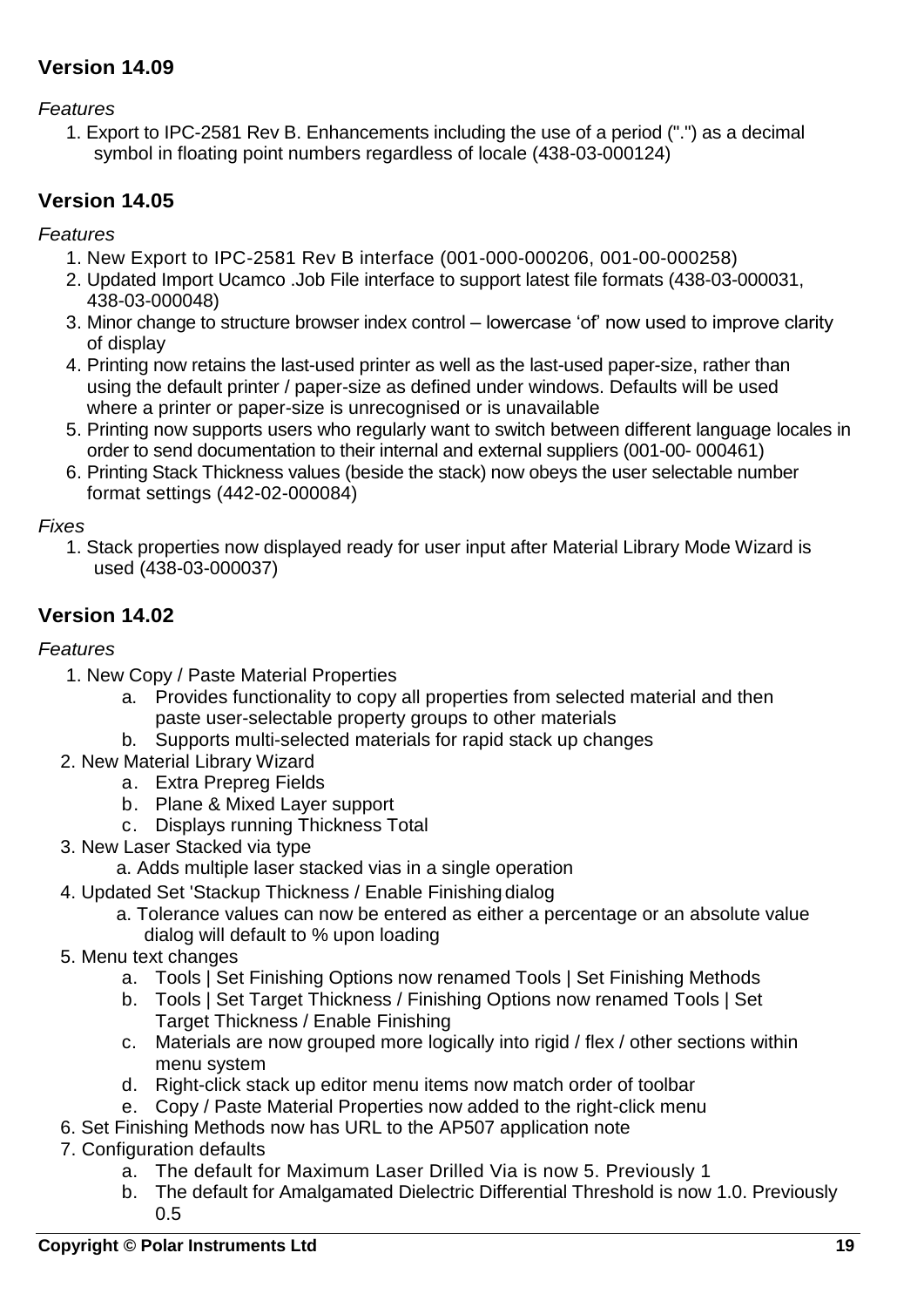## Version 14.09

*Features*

1. Export to IPC-2581 Rev B. Enhancements including the use of a period (".") as a decimal symbol in floating point numbers regardless of locale (438-03-000124)

## Version 14.05

*Features*

1. New Export to IPC-2581 Rev B interface (001-000-000206, 001-00-000258)
2. Updated Import Ucamco .Job File interface to support latest file formats (438-03-000031, 438-03-000048)
3. Minor change to structure browser index control – lowercase 'of' now used to improve clarity of display
4. Printing now retains the last-used printer as well as the last-used paper-size, rather than using the default printer / paper-size as defined under windows. Defaults will be used where a printer or paper-size is unrecognised or is unavailable
5. Printing now supports users who regularly want to switch between different language locales in order to send documentation to their internal and external suppliers (001-00- 000461)
6. Printing Stack Thickness values (beside the stack) now obeys the user selectable number format settings (442-02-000084)

*Fixes*

1. Stack properties now displayed ready for user input after Material Library Mode Wizard is used (438-03-000037)

## Version 14.02

*Features*

1. New Copy / Paste Material Properties
   a. Provides functionality to copy all properties from selected material and then paste user-selectable property groups to other materials
   b. Supports multi-selected materials for rapid stack up changes
2. New Material Library Wizard
   a. Extra Prepreg Fields
   b. Plane & Mixed Layer support
   c. Displays running Thickness Total
3. New Laser Stacked via type
   a. Adds multiple laser stacked vias in a single operation
4. Updated Set 'Stackup Thickness / Enable Finishing dialog
   a. Tolerance values can now be entered as either a percentage or an absolute value dialog will default to % upon loading
5. Menu text changes
   a. Tools | Set Finishing Options now renamed Tools | Set Finishing Methods
   b. Tools | Set Target Thickness / Finishing Options now renamed Tools | Set Target Thickness / Enable Finishing
   c. Materials are now grouped more logically into rigid / flex / other sections within menu system
   d. Right-click stack up editor menu items now match order of toolbar
   e. Copy / Paste Material Properties now added to the right-click menu
6. Set Finishing Methods now has URL to the AP507 application note
7. Configuration defaults
   a. The default for Maximum Laser Drilled Via is now 5. Previously 1
   b. The default for Amalgamated Dielectric Differential Threshold is now 1.0. Previously 0.5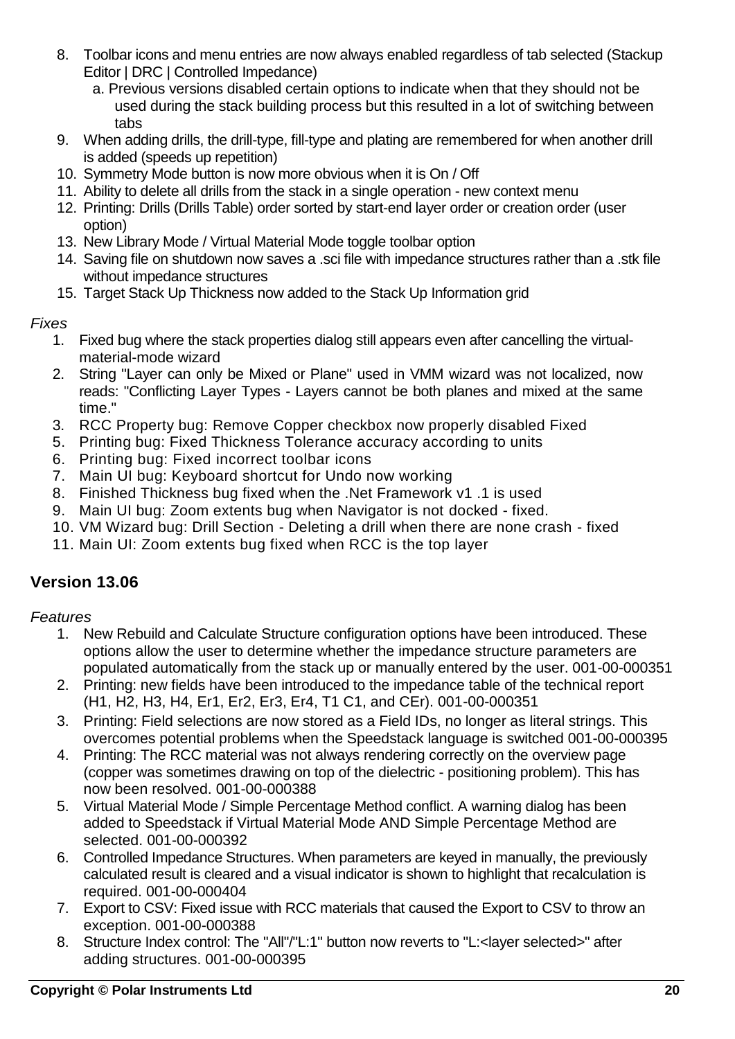8. Toolbar icons and menu entries are now always enabled regardless of tab selected (Stackup Editor | DRC | Controlled Impedance)
   a. Previous versions disabled certain options to indicate when that they should not be used during the stack building process but this resulted in a lot of switching between tabs
9. When adding drills, the drill-type, fill-type and plating are remembered for when another drill is added (speeds up repetition)
10. Symmetry Mode button is now more obvious when it is On / Off
11. Ability to delete all drills from the stack in a single operation - new context menu
12. Printing: Drills (Drills Table) order sorted by start-end layer order or creation order (user option)
13. New Library Mode / Virtual Material Mode toggle toolbar option
14. Saving file on shutdown now saves a .sci file with impedance structures rather than a .stk file without impedance structures
15. Target Stack Up Thickness now added to the Stack Up Information grid

*Fixes*

1. Fixed bug where the stack properties dialog still appears even after cancelling the virtual-material-mode wizard
2. String "Layer can only be Mixed or Plane" used in VMM wizard was not localized, now reads: "Conflicting Layer Types - Layers cannot be both planes and mixed at the same time."
3. RCC Property bug: Remove Copper checkbox now properly disabled Fixed
5. Printing bug: Fixed Thickness Tolerance accuracy according to units
6. Printing bug: Fixed incorrect toolbar icons
7. Main UI bug: Keyboard shortcut for Undo now working
8. Finished Thickness bug fixed when the .Net Framework v1 .1 is used
9. Main UI bug: Zoom extents bug when Navigator is not docked - fixed.
10. VM Wizard bug: Drill Section - Deleting a drill when there are none crash - fixed
11. Main UI: Zoom extents bug fixed when RCC is the top layer

## Version 13.06

*Features*

1. New Rebuild and Calculate Structure configuration options have been introduced. These options allow the user to determine whether the impedance structure parameters are populated automatically from the stack up or manually entered by the user. 001-00-000351
2. Printing: new fields have been introduced to the impedance table of the technical report (H1, H2, H3, H4, Er1, Er2, Er3, Er4, T1 C1, and CEr). 001-00-000351
3. Printing: Field selections are now stored as a Field IDs, no longer as literal strings. This overcomes potential problems when the Speedstack language is switched 001-00-000395
4. Printing: The RCC material was not always rendering correctly on the overview page (copper was sometimes drawing on top of the dielectric - positioning problem). This has now been resolved. 001-00-000388
5. Virtual Material Mode / Simple Percentage Method conflict. A warning dialog has been added to Speedstack if Virtual Material Mode AND Simple Percentage Method are selected. 001-00-000392
6. Controlled Impedance Structures. When parameters are keyed in manually, the previously calculated result is cleared and a visual indicator is shown to highlight that recalculation is required. 001-00-000404
7. Export to CSV: Fixed issue with RCC materials that caused the Export to CSV to throw an exception. 001-00-000388
8. Structure Index control: The "All"/"L:1" button now reverts to "L:<layer selected>" after adding structures. 001-00-000395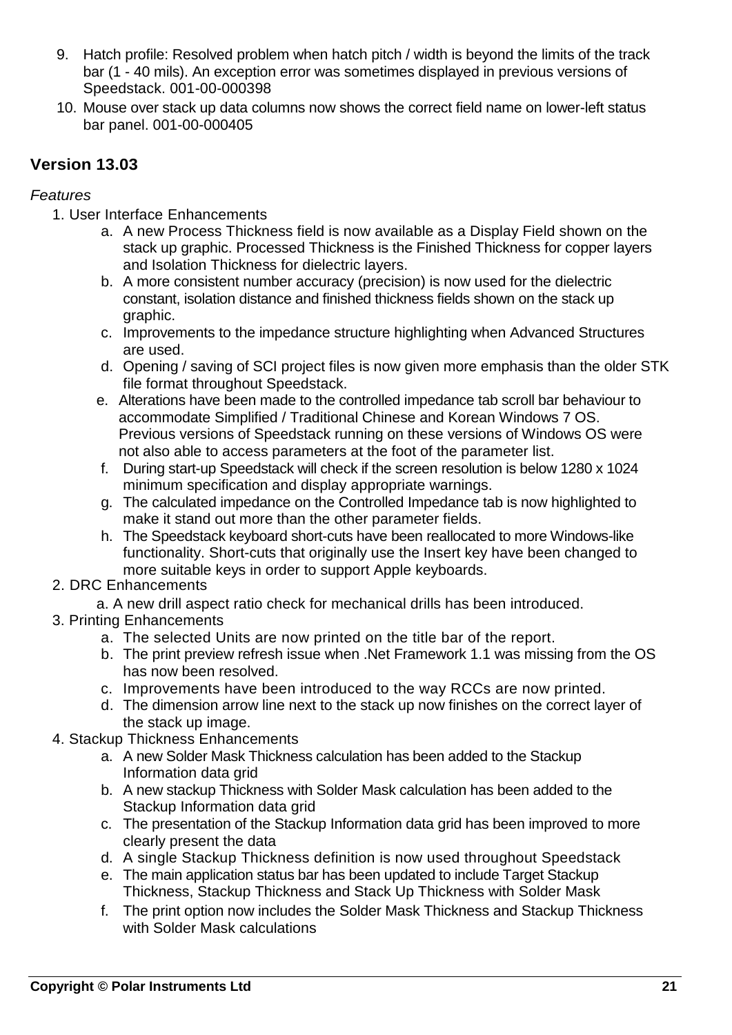9. Hatch profile: Resolved problem when hatch pitch / width is beyond the limits of the track bar (1 - 40 mils). An exception error was sometimes displayed in previous versions of Speedstack. 001-00-000398
10. Mouse over stack up data columns now shows the correct field name on lower-left status bar panel. 001-00-000405

## Version 13.03

*Features*

1. User Interface Enhancements
   a. A new Process Thickness field is now available as a Display Field shown on the stack up graphic. Processed Thickness is the Finished Thickness for copper layers and Isolation Thickness for dielectric layers.
   b. A more consistent number accuracy (precision) is now used for the dielectric constant, isolation distance and finished thickness fields shown on the stack up graphic.
   c. Improvements to the impedance structure highlighting when Advanced Structures are used.
   d. Opening / saving of SCI project files is now given more emphasis than the older STK file format throughout Speedstack.
   e. Alterations have been made to the controlled impedance tab scroll bar behaviour to accommodate Simplified / Traditional Chinese and Korean Windows 7 OS. Previous versions of Speedstack running on these versions of Windows OS were not also able to access parameters at the foot of the parameter list.
   f. During start-up Speedstack will check if the screen resolution is below 1280 x 1024 minimum specification and display appropriate warnings.
   g. The calculated impedance on the Controlled Impedance tab is now highlighted to make it stand out more than the other parameter fields.
   h. The Speedstack keyboard short-cuts have been reallocated to more Windows-like functionality. Short-cuts that originally use the Insert key have been changed to more suitable keys in order to support Apple keyboards.
2. DRC Enhancements
   a. A new drill aspect ratio check for mechanical drills has been introduced.
3. Printing Enhancements
   a. The selected Units are now printed on the title bar of the report.
   b. The print preview refresh issue when .Net Framework 1.1 was missing from the OS has now been resolved.
   c. Improvements have been introduced to the way RCCs are now printed.
   d. The dimension arrow line next to the stack up now finishes on the correct layer of the stack up image.
4. Stackup Thickness Enhancements
   a. A new Solder Mask Thickness calculation has been added to the Stackup Information data grid
   b. A new stackup Thickness with Solder Mask calculation has been added to the Stackup Information data grid
   c. The presentation of the Stackup Information data grid has been improved to more clearly present the data
   d. A single Stackup Thickness definition is now used throughout Speedstack
   e. The main application status bar has been updated to include Target Stackup Thickness, Stackup Thickness and Stack Up Thickness with Solder Mask
   f. The print option now includes the Solder Mask Thickness and Stackup Thickness with Solder Mask calculations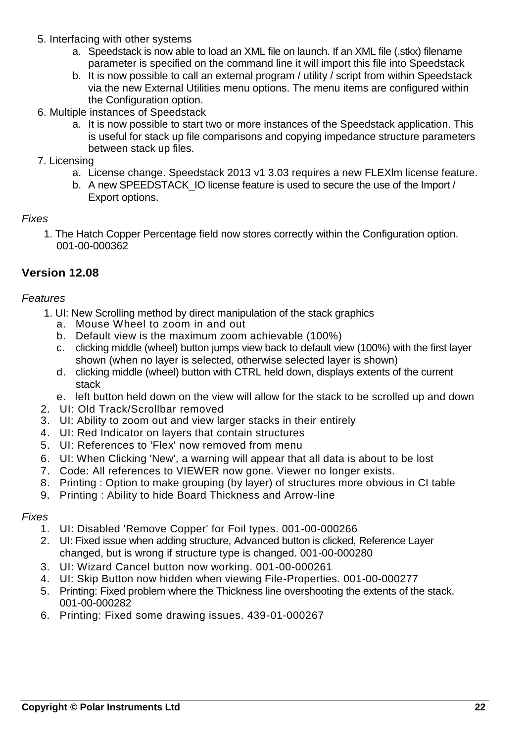5. Interfacing with other systems
    a. Speedstack is now able to load an XML file on launch. If an XML file (.stkx) filename parameter is specified on the command line it will import this file into Speedstack
    b. It is now possible to call an external program / utility / script from within Speedstack via the new External Utilities menu options. The menu items are configured within the Configuration option.
6. Multiple instances of Speedstack
    a. It is now possible to start two or more instances of the Speedstack application. This is useful for stack up file comparisons and copying impedance structure parameters between stack up files.
7. Licensing
    a. License change. Speedstack 2013 v1 3.03 requires a new FLEXlm license feature.
    b. A new SPEEDSTACK_IO license feature is used to secure the use of the Import / Export options.

*Fixes*

1. The Hatch Copper Percentage field now stores correctly within the Configuration option. 001-00-000362

## Version 12.08

*Features*

1. UI: New Scrolling method by direct manipulation of the stack graphics
    a. Mouse Wheel to zoom in and out
    b. Default view is the maximum zoom achievable (100%)
    c. clicking middle (wheel) button jumps view back to default view (100%) with the first layer shown (when no layer is selected, otherwise selected layer is shown)
    d. clicking middle (wheel) button with CTRL held down, displays extents of the current stack
    e. left button held down on the view will allow for the stack to be scrolled up and down
2. UI: Old Track/Scrollbar removed
3. UI: Ability to zoom out and view larger stacks in their entirely
4. UI: Red Indicator on layers that contain structures
5. UI: References to 'Flex' now removed from menu
6. UI: When Clicking 'New', a warning will appear that all data is about to be lost
7. Code: All references to VIEWER now gone. Viewer no longer exists.
8. Printing : Option to make grouping (by layer) of structures more obvious in CI table
9. Printing : Ability to hide Board Thickness and Arrow-line

*Fixes*

1. UI: Disabled 'Remove Copper' for Foil types. 001-00-000266
2. UI: Fixed issue when adding structure, Advanced button is clicked, Reference Layer changed, but is wrong if structure type is changed. 001-00-000280
3. UI: Wizard Cancel button now working. 001-00-000261
4. UI: Skip Button now hidden when viewing File-Properties. 001-00-000277
5. Printing: Fixed problem where the Thickness line overshooting the extents of the stack. 001-00-000282
6. Printing: Fixed some drawing issues. 439-01-000267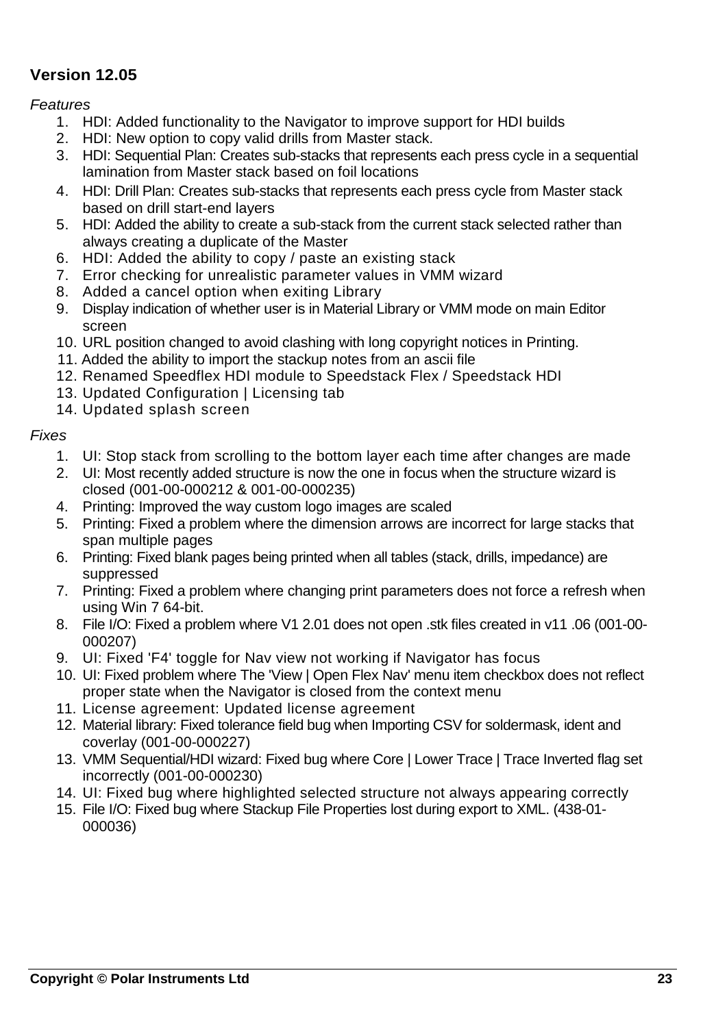## Version 12.05

*Features*

1. HDI: Added functionality to the Navigator to improve support for HDI builds
2. HDI: New option to copy valid drills from Master stack.
3. HDI: Sequential Plan: Creates sub-stacks that represents each press cycle in a sequential lamination from Master stack based on foil locations
4. HDI: Drill Plan: Creates sub-stacks that represents each press cycle from Master stack based on drill start-end layers
5. HDI: Added the ability to create a sub-stack from the current stack selected rather than always creating a duplicate of the Master
6. HDI: Added the ability to copy / paste an existing stack
7. Error checking for unrealistic parameter values in VMM wizard
8. Added a cancel option when exiting Library
9. Display indication of whether user is in Material Library or VMM mode on main Editor screen
10. URL position changed to avoid clashing with long copyright notices in Printing.
11. Added the ability to import the stackup notes from an ascii file
12. Renamed Speedflex HDI module to Speedstack Flex / Speedstack HDI
13. Updated Configuration | Licensing tab
14. Updated splash screen

*Fixes*

1. UI: Stop stack from scrolling to the bottom layer each time after changes are made
2. UI: Most recently added structure is now the one in focus when the structure wizard is closed (001-00-000212 & 001-00-000235)
4. Printing: Improved the way custom logo images are scaled
5. Printing: Fixed a problem where the dimension arrows are incorrect for large stacks that span multiple pages
6. Printing: Fixed blank pages being printed when all tables (stack, drills, impedance) are suppressed
7. Printing: Fixed a problem where changing print parameters does not force a refresh when using Win 7 64-bit.
8. File I/O: Fixed a problem where V1 2.01 does not open .stk files created in v11 .06 (001-00-000207)
9. UI: Fixed 'F4' toggle for Nav view not working if Navigator has focus
10. UI: Fixed problem where The 'View | Open Flex Nav' menu item checkbox does not reflect proper state when the Navigator is closed from the context menu
11. License agreement: Updated license agreement
12. Material library: Fixed tolerance field bug when Importing CSV for soldermask, ident and coverlay (001-00-000227)
13. VMM Sequential/HDI wizard: Fixed bug where Core | Lower Trace | Trace Inverted flag set incorrectly (001-00-000230)
14. UI: Fixed bug where highlighted selected structure not always appearing correctly
15. File I/O: Fixed bug where Stackup File Properties lost during export to XML. (438-01-000036)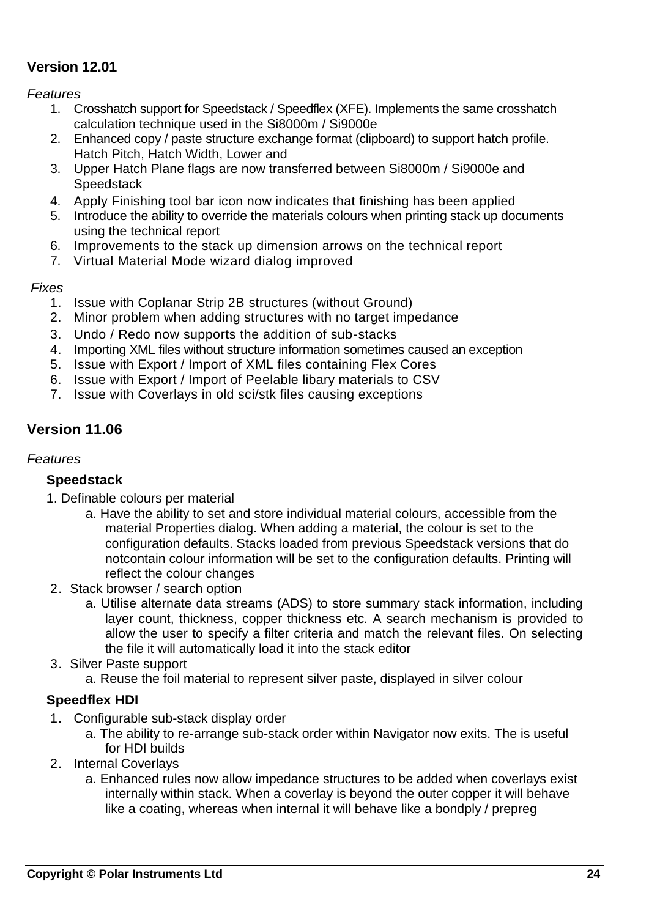## Version 12.01

*Features*

1. Crosshatch support for Speedstack / Speedflex (XFE). Implements the same crosshatch calculation technique used in the Si8000m / Si9000e
2. Enhanced copy / paste structure exchange format (clipboard) to support hatch profile. Hatch Pitch, Hatch Width, Lower and
3. Upper Hatch Plane flags are now transferred between Si8000m / Si9000e and Speedstack
4. Apply Finishing tool bar icon now indicates that finishing has been applied
5. Introduce the ability to override the materials colours when printing stack up documents using the technical report
6. Improvements to the stack up dimension arrows on the technical report
7. Virtual Material Mode wizard dialog improved

*Fixes*

1. Issue with Coplanar Strip 2B structures (without Ground)
2. Minor problem when adding structures with no target impedance
3. Undo / Redo now supports the addition of sub-stacks
4. Importing XML files without structure information sometimes caused an exception
5. Issue with Export / Import of XML files containing Flex Cores
6. Issue with Export / Import of Peelable libary materials to CSV
7. Issue with Coverlays in old sci/stk files causing exceptions

## Version 11.06

*Features*

**Speedstack**

1. Definable colours per material
   a. Have the ability to set and store individual material colours, accessible from the material Properties dialog. When adding a material, the colour is set to the configuration defaults. Stacks loaded from previous Speedstack versions that do notcontain colour information will be set to the configuration defaults. Printing will reflect the colour changes
2. Stack browser / search option
   a. Utilise alternate data streams (ADS) to store summary stack information, including layer count, thickness, copper thickness etc. A search mechanism is provided to allow the user to specify a filter criteria and match the relevant files. On selecting the file it will automatically load it into the stack editor
3. Silver Paste support
   a. Reuse the foil material to represent silver paste, displayed in silver colour

**Speedflex HDI**

1. Configurable sub-stack display order
   a. The ability to re-arrange sub-stack order within Navigator now exits. The is useful for HDI builds
2. Internal Coverlays
   a. Enhanced rules now allow impedance structures to be added when coverlays exist internally within stack. When a coverlay is beyond the outer copper it will behave like a coating, whereas when internal it will behave like a bondply / prepreg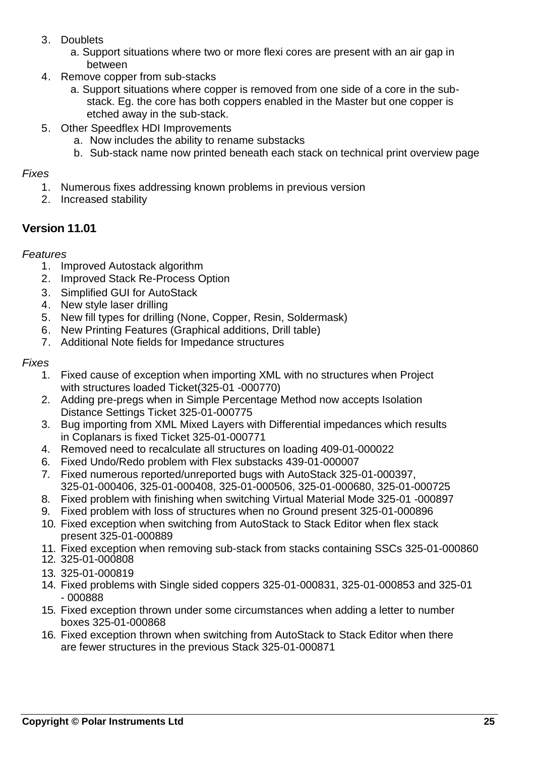3. Doublets
   a. Support situations where two or more flexi cores are present with an air gap in between
4. Remove copper from sub-stacks
   a. Support situations where copper is removed from one side of a core in the sub-stack. Eg. the core has both coppers enabled in the Master but one copper is etched away in the sub-stack.
5. Other Speedflex HDI Improvements
   a. Now includes the ability to rename substacks
   b. Sub-stack name now printed beneath each stack on technical print overview page

*Fixes*

1. Numerous fixes addressing known problems in previous version
2. Increased stability

### Version 11.01

*Features*

1. Improved Autostack algorithm
2. Improved Stack Re-Process Option
3. Simplified GUI for AutoStack
4. New style laser drilling
5. New fill types for drilling (None, Copper, Resin, Soldermask)
6. New Printing Features (Graphical additions, Drill table)
7. Additional Note fields for Impedance structures

*Fixes*

1. Fixed cause of exception when importing XML with no structures when Project with structures loaded Ticket(325-01 -000770)
2. Adding pre-pregs when in Simple Percentage Method now accepts Isolation Distance Settings Ticket 325-01-000775
3. Bug importing from XML Mixed Layers with Differential impedances which results in Coplanars is fixed Ticket 325-01-000771
4. Removed need to recalculate all structures on loading 409-01-000022
6. Fixed Undo/Redo problem with Flex substacks 439-01-000007
7. Fixed numerous reported/unreported bugs with AutoStack 325-01-000397, 325-01-000406, 325-01-000408, 325-01-000506, 325-01-000680, 325-01-000725
8. Fixed problem with finishing when switching Virtual Material Mode 325-01 -000897
9. Fixed problem with loss of structures when no Ground present 325-01-000896
10. Fixed exception when switching from AutoStack to Stack Editor when flex stack present 325-01-000889
11. Fixed exception when removing sub-stack from stacks containing SSCs 325-01-000860
12. 325-01-000808
13. 325-01-000819
14. Fixed problems with Single sided coppers 325-01-000831, 325-01-000853 and 325-01 - 000888
15. Fixed exception thrown under some circumstances when adding a letter to number boxes 325-01-000868
16. Fixed exception thrown when switching from AutoStack to Stack Editor when there are fewer structures in the previous Stack 325-01-000871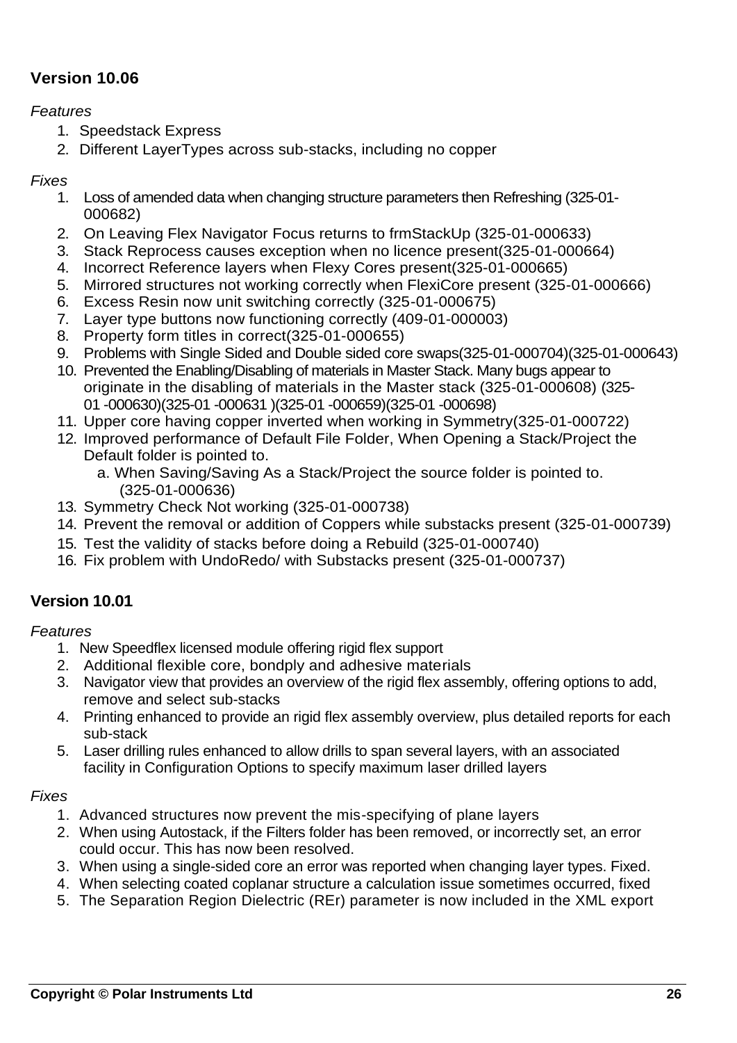## Version 10.06

*Features*

1. Speedstack Express
2. Different LayerTypes across sub-stacks, including no copper

*Fixes*

1. Loss of amended data when changing structure parameters then Refreshing (325-01-000682)
2. On Leaving Flex Navigator Focus returns to frmStackUp (325-01-000633)
3. Stack Reprocess causes exception when no licence present(325-01-000664)
4. Incorrect Reference layers when Flexy Cores present(325-01-000665)
5. Mirrored structures not working correctly when FlexiCore present (325-01-000666)
6. Excess Resin now unit switching correctly (325-01-000675)
7. Layer type buttons now functioning correctly (409-01-000003)
8. Property form titles in correct(325-01-000655)
9. Problems with Single Sided and Double sided core swaps(325-01-000704)(325-01-000643)
10. Prevented the Enabling/Disabling of materials in Master Stack. Many bugs appear to originate in the disabling of materials in the Master stack (325-01-000608) (325-01 -000630)(325-01 -000631 )(325-01 -000659)(325-01 -000698)
11. Upper core having copper inverted when working in Symmetry(325-01-000722)
12. Improved performance of Default File Folder, When Opening a Stack/Project the Default folder is pointed to.
    a. When Saving/Saving As a Stack/Project the source folder is pointed to. (325-01-000636)
13. Symmetry Check Not working (325-01-000738)
14. Prevent the removal or addition of Coppers while substacks present (325-01-000739)
15. Test the validity of stacks before doing a Rebuild (325-01-000740)
16. Fix problem with UndoRedo/ with Substacks present (325-01-000737)

## Version 10.01

*Features*

1. New Speedflex licensed module offering rigid flex support
2. Additional flexible core, bondply and adhesive materials
3. Navigator view that provides an overview of the rigid flex assembly, offering options to add, remove and select sub-stacks
4. Printing enhanced to provide an rigid flex assembly overview, plus detailed reports for each sub-stack
5. Laser drilling rules enhanced to allow drills to span several layers, with an associated facility in Configuration Options to specify maximum laser drilled layers

*Fixes*

1. Advanced structures now prevent the mis-specifying of plane layers
2. When using Autostack, if the Filters folder has been removed, or incorrectly set, an error could occur. This has now been resolved.
3. When using a single-sided core an error was reported when changing layer types. Fixed.
4. When selecting coated coplanar structure a calculation issue sometimes occurred, fixed
5. The Separation Region Dielectric (REr) parameter is now included in the XML export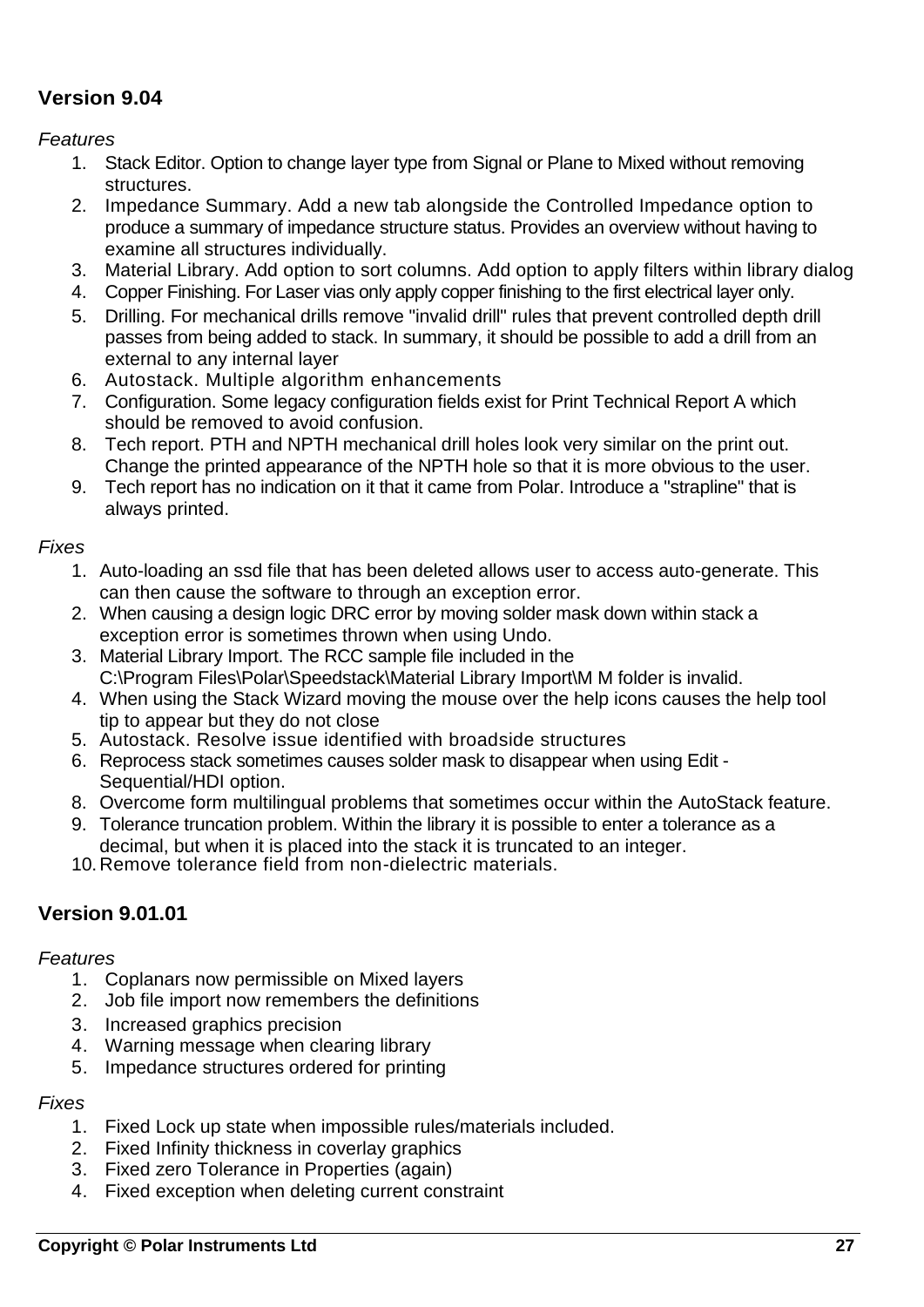## Version 9.04

*Features*

1. Stack Editor. Option to change layer type from Signal or Plane to Mixed without removing structures.
2. Impedance Summary. Add a new tab alongside the Controlled Impedance option to produce a summary of impedance structure status. Provides an overview without having to examine all structures individually.
3. Material Library. Add option to sort columns. Add option to apply filters within library dialog
4. Copper Finishing. For Laser vias only apply copper finishing to the first electrical layer only.
5. Drilling. For mechanical drills remove "invalid drill" rules that prevent controlled depth drill passes from being added to stack. In summary, it should be possible to add a drill from an external to any internal layer
6. Autostack. Multiple algorithm enhancements
7. Configuration. Some legacy configuration fields exist for Print Technical Report A which should be removed to avoid confusion.
8. Tech report. PTH and NPTH mechanical drill holes look very similar on the print out. Change the printed appearance of the NPTH hole so that it is more obvious to the user.
9. Tech report has no indication on it that it came from Polar. Introduce a "strapline" that is always printed.

*Fixes*

1. Auto-loading an ssd file that has been deleted allows user to access auto-generate. This can then cause the software to through an exception error.
2. When causing a design logic DRC error by moving solder mask down within stack a exception error is sometimes thrown when using Undo.
3. Material Library Import. The RCC sample file included in the C:\Program Files\Polar\Speedstack\Material Library Import\M M folder is invalid.
4. When using the Stack Wizard moving the mouse over the help icons causes the help tool tip to appear but they do not close
5. Autostack. Resolve issue identified with broadside structures
6. Reprocess stack sometimes causes solder mask to disappear when using Edit - Sequential/HDI option.
8. Overcome form multilingual problems that sometimes occur within the AutoStack feature.
9. Tolerance truncation problem. Within the library it is possible to enter a tolerance as a decimal, but when it is placed into the stack it is truncated to an integer.
10. Remove tolerance field from non-dielectric materials.

## Version 9.01.01

*Features*

1. Coplanars now permissible on Mixed layers
2. Job file import now remembers the definitions
3. Increased graphics precision
4. Warning message when clearing library
5. Impedance structures ordered for printing

*Fixes*

1. Fixed Lock up state when impossible rules/materials included.
2. Fixed Infinity thickness in coverlay graphics
3. Fixed zero Tolerance in Properties (again)
4. Fixed exception when deleting current constraint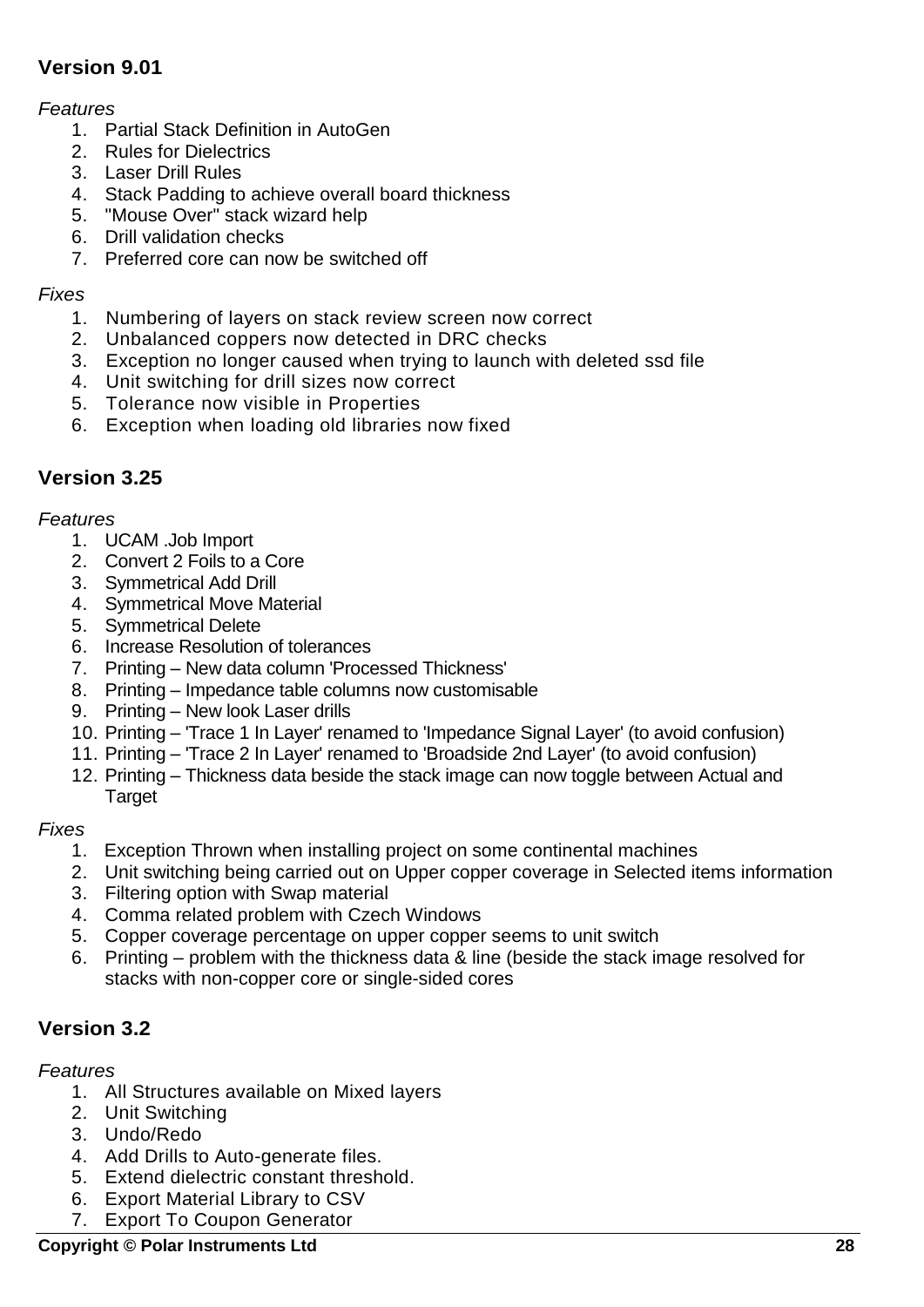## Version 9.01

*Features*

1. Partial Stack Definition in AutoGen
2. Rules for Dielectrics
3. Laser Drill Rules
4. Stack Padding to achieve overall board thickness
5. "Mouse Over" stack wizard help
6. Drill validation checks
7. Preferred core can now be switched off

*Fixes*

1. Numbering of layers on stack review screen now correct
2. Unbalanced coppers now detected in DRC checks
3. Exception no longer caused when trying to launch with deleted ssd file
4. Unit switching for drill sizes now correct
5. Tolerance now visible in Properties
6. Exception when loading old libraries now fixed

## Version 3.25

*Features*

1. UCAM .Job Import
2. Convert 2 Foils to a Core
3. Symmetrical Add Drill
4. Symmetrical Move Material
5. Symmetrical Delete
6. Increase Resolution of tolerances
7. Printing – New data column 'Processed Thickness'
8. Printing – Impedance table columns now customisable
9. Printing – New look Laser drills
10. Printing – 'Trace 1 In Layer' renamed to 'Impedance Signal Layer' (to avoid confusion)
11. Printing – 'Trace 2 In Layer' renamed to 'Broadside 2nd Layer' (to avoid confusion)
12. Printing – Thickness data beside the stack image can now toggle between Actual and Target

*Fixes*

1. Exception Thrown when installing project on some continental machines
2. Unit switching being carried out on Upper copper coverage in Selected items information
3. Filtering option with Swap material
4. Comma related problem with Czech Windows
5. Copper coverage percentage on upper copper seems to unit switch
6. Printing – problem with the thickness data & line (beside the stack image resolved for stacks with non-copper core or single-sided cores

## Version 3.2

*Features*

1. All Structures available on Mixed layers
2. Unit Switching
3. Undo/Redo
4. Add Drills to Auto-generate files.
5. Extend dielectric constant threshold.
6. Export Material Library to CSV
7. Export To Coupon Generator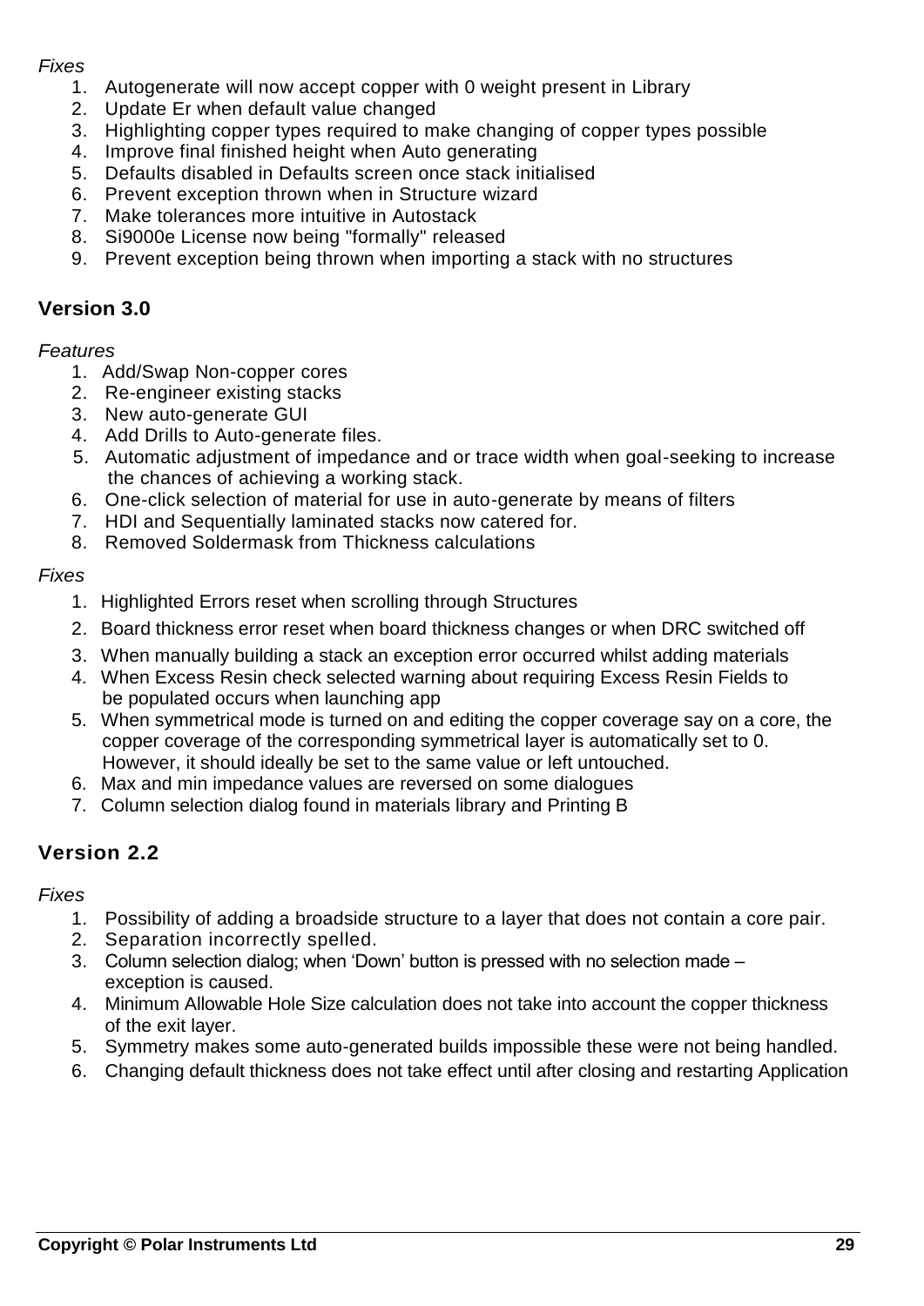*Fixes*

1. Autogenerate will now accept copper with 0 weight present in Library
2. Update Er when default value changed
3. Highlighting copper types required to make changing of copper types possible
4. Improve final finished height when Auto generating
5. Defaults disabled in Defaults screen once stack initialised
6. Prevent exception thrown when in Structure wizard
7. Make tolerances more intuitive in Autostack
8. Si9000e License now being "formally" released
9. Prevent exception being thrown when importing a stack with no structures

## Version 3.0

*Features*

1. Add/Swap Non-copper cores
2. Re-engineer existing stacks
3. New auto-generate GUI
4. Add Drills to Auto-generate files.
5. Automatic adjustment of impedance and or trace width when goal-seeking to increase the chances of achieving a working stack.
6. One-click selection of material for use in auto-generate by means of filters
7. HDI and Sequentially laminated stacks now catered for.
8. Removed Soldermask from Thickness calculations

*Fixes*

1. Highlighted Errors reset when scrolling through Structures
2. Board thickness error reset when board thickness changes or when DRC switched off
3. When manually building a stack an exception error occurred whilst adding materials
4. When Excess Resin check selected warning about requiring Excess Resin Fields to be populated occurs when launching app
5. When symmetrical mode is turned on and editing the copper coverage say on a core, the copper coverage of the corresponding symmetrical layer is automatically set to 0. However, it should ideally be set to the same value or left untouched.
6. Max and min impedance values are reversed on some dialogues
7. Column selection dialog found in materials library and Printing B

## Version 2.2

*Fixes*

1. Possibility of adding a broadside structure to a layer that does not contain a core pair.
2. Separation incorrectly spelled.
3. Column selection dialog; when 'Down' button is pressed with no selection made – exception is caused.
4. Minimum Allowable Hole Size calculation does not take into account the copper thickness of the exit layer.
5. Symmetry makes some auto-generated builds impossible these were not being handled.
6. Changing default thickness does not take effect until after closing and restarting Application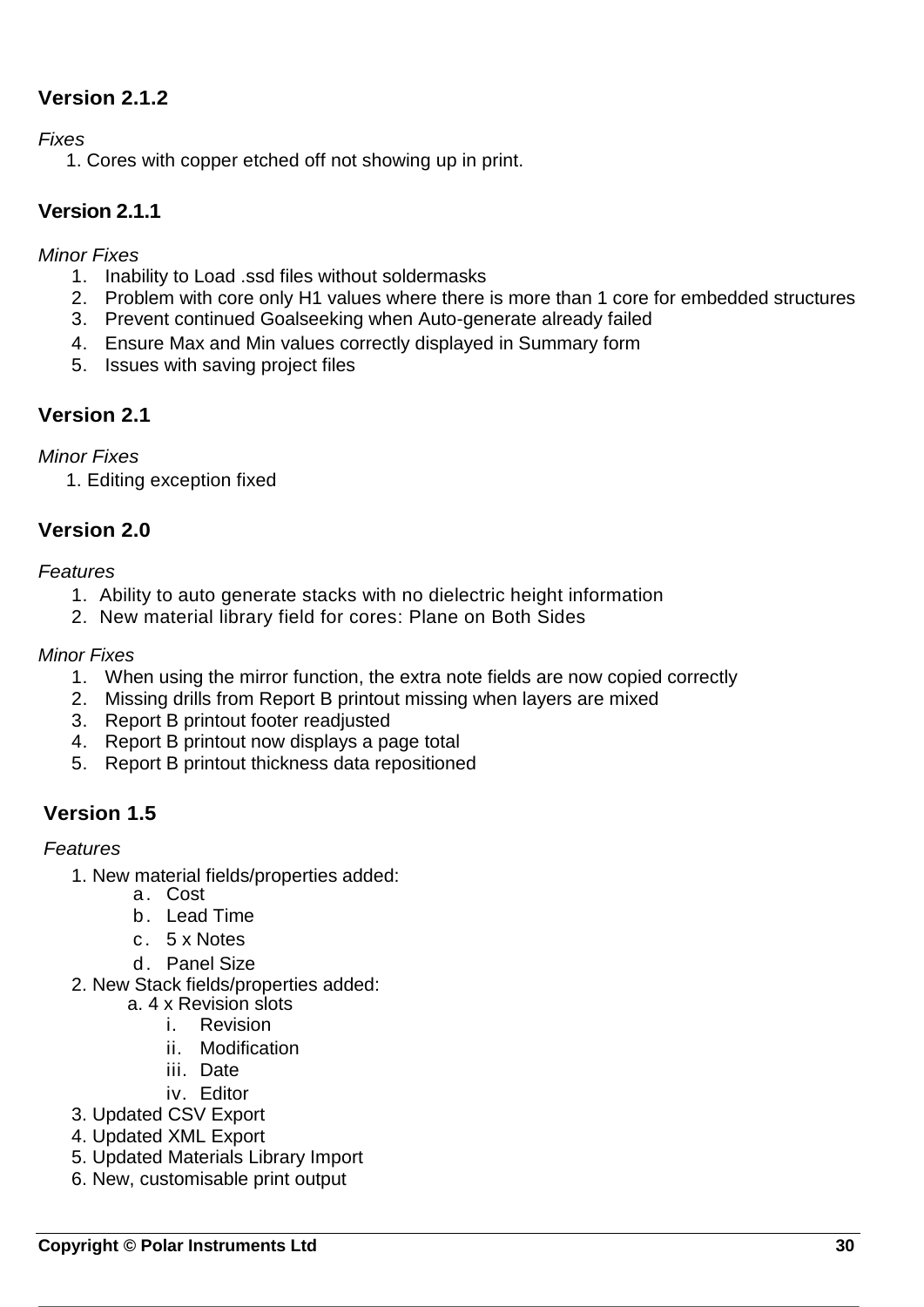### Version 2.1.2

*Fixes*

1. Cores with copper etched off not showing up in print.

### Version 2.1.1

*Minor Fixes*

1. Inability to Load .ssd files without soldermasks
2. Problem with core only H1 values where there is more than 1 core for embedded structures
3. Prevent continued Goalseeking when Auto-generate already failed
4. Ensure Max and Min values correctly displayed in Summary form
5. Issues with saving project files

### Version 2.1

*Minor Fixes*

1. Editing exception fixed

### Version 2.0

*Features*

1. Ability to auto generate stacks with no dielectric height information
2. New material library field for cores: Plane on Both Sides

*Minor Fixes*

1. When using the mirror function, the extra note fields are now copied correctly
2. Missing drills from Report B printout missing when layers are mixed
3. Report B printout footer readjusted
4. Report B printout now displays a page total
5. Report B printout thickness data repositioned

### Version 1.5

*Features*

1. New material fields/properties added:
   a. Cost
   b. Lead Time
   c. 5 x Notes
   d. Panel Size
2. New Stack fields/properties added:
   a. 4 x Revision slots
      i. Revision
      ii. Modification
      iii. Date
      iv. Editor
3. Updated CSV Export
4. Updated XML Export
5. Updated Materials Library Import
6. New, customisable print output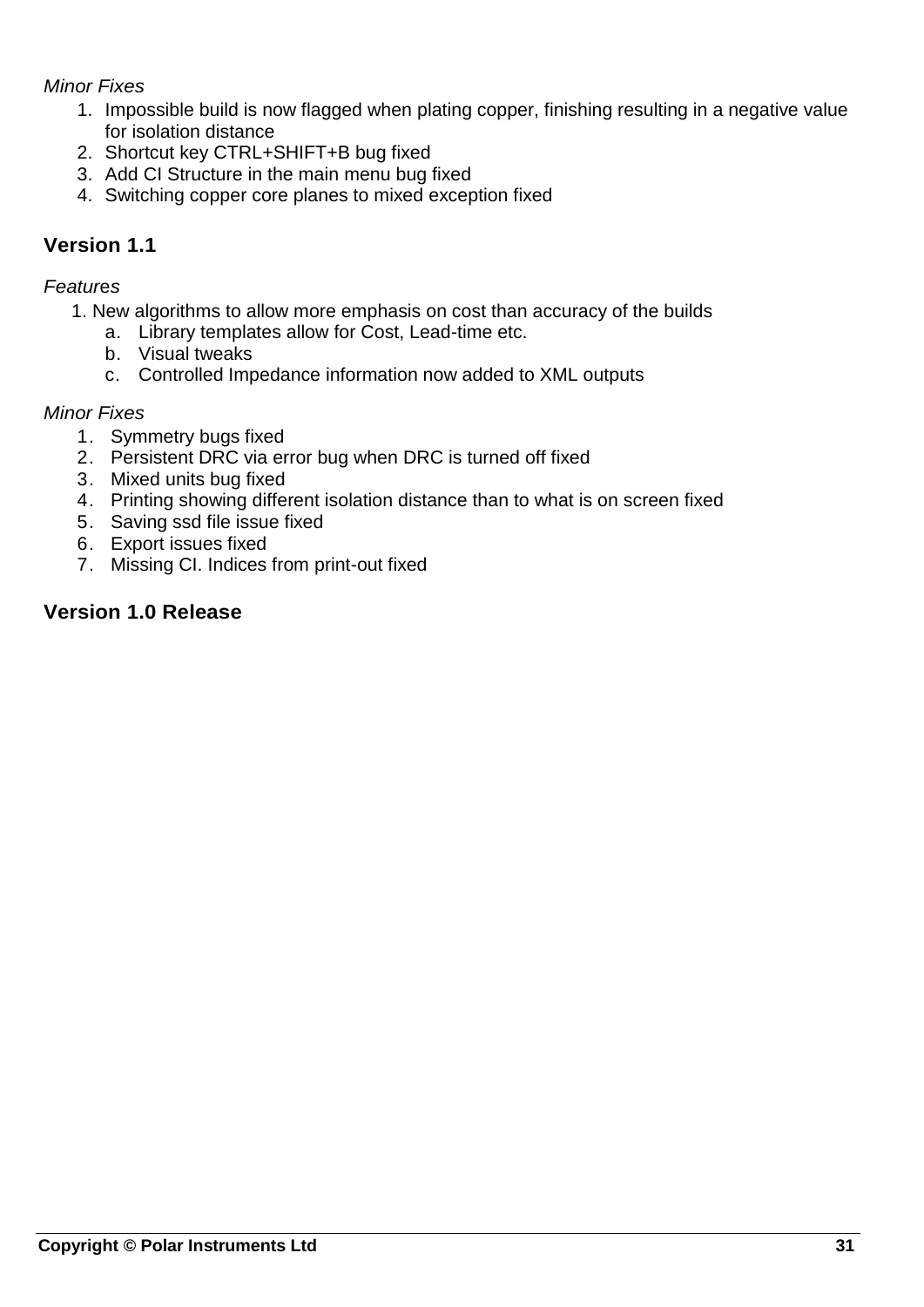*Minor Fixes*

1. Impossible build is now flagged when plating copper, finishing resulting in a negative value for isolation distance
2. Shortcut key CTRL+SHIFT+B bug fixed
3. Add CI Structure in the main menu bug fixed
4. Switching copper core planes to mixed exception fixed

## Version 1.1

*Features*

1. New algorithms to allow more emphasis on cost than accuracy of the builds
   a. Library templates allow for Cost, Lead-time etc.
   b. Visual tweaks
   c. Controlled Impedance information now added to XML outputs

*Minor Fixes*

1. Symmetry bugs fixed
2. Persistent DRC via error bug when DRC is turned off fixed
3. Mixed units bug fixed
4. Printing showing different isolation distance than to what is on screen fixed
5. Saving ssd file issue fixed
6. Export issues fixed
7. Missing CI. Indices from print-out fixed

## Version 1.0 Release